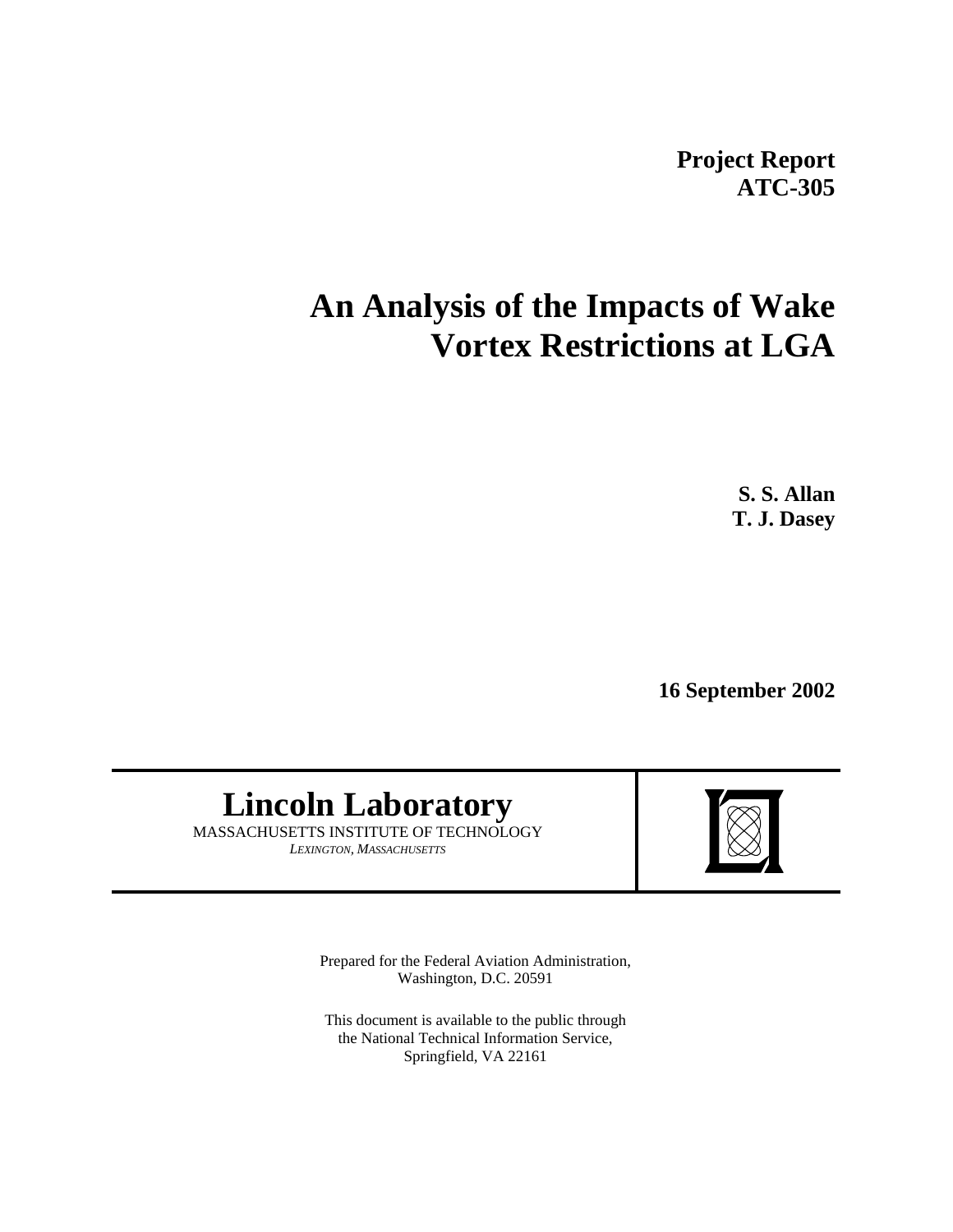**Project Report**
**ATC-305**

# An Analysis of the Impacts of Wake Vortex Restrictions at LGA

**S. S. Allan**
**T. J. Dasey**

**16 September 2002**

## Lincoln Laboratory

MASSACHUSETTS INSTITUTE OF TECHNOLOGY
*LEXINGTON, MASSACHUSETTS*

Prepared for the Federal Aviation Administration,
Washington, D.C. 20591

This document is available to the public through
the National Technical Information Service,
Springfield, VA 22161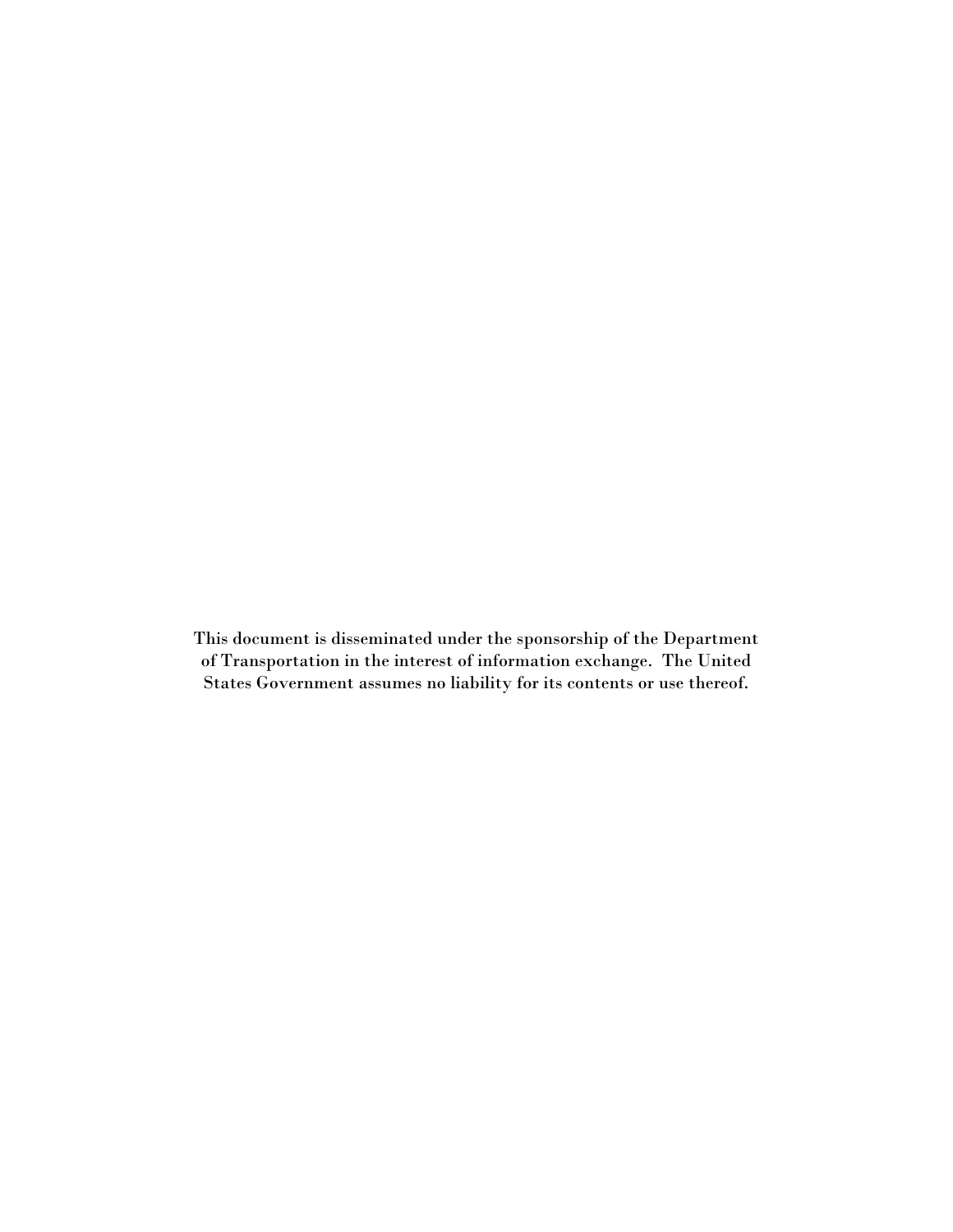This document is disseminated under the sponsorship of the Department of Transportation in the interest of information exchange. The United States Government assumes no liability for its contents or use thereof.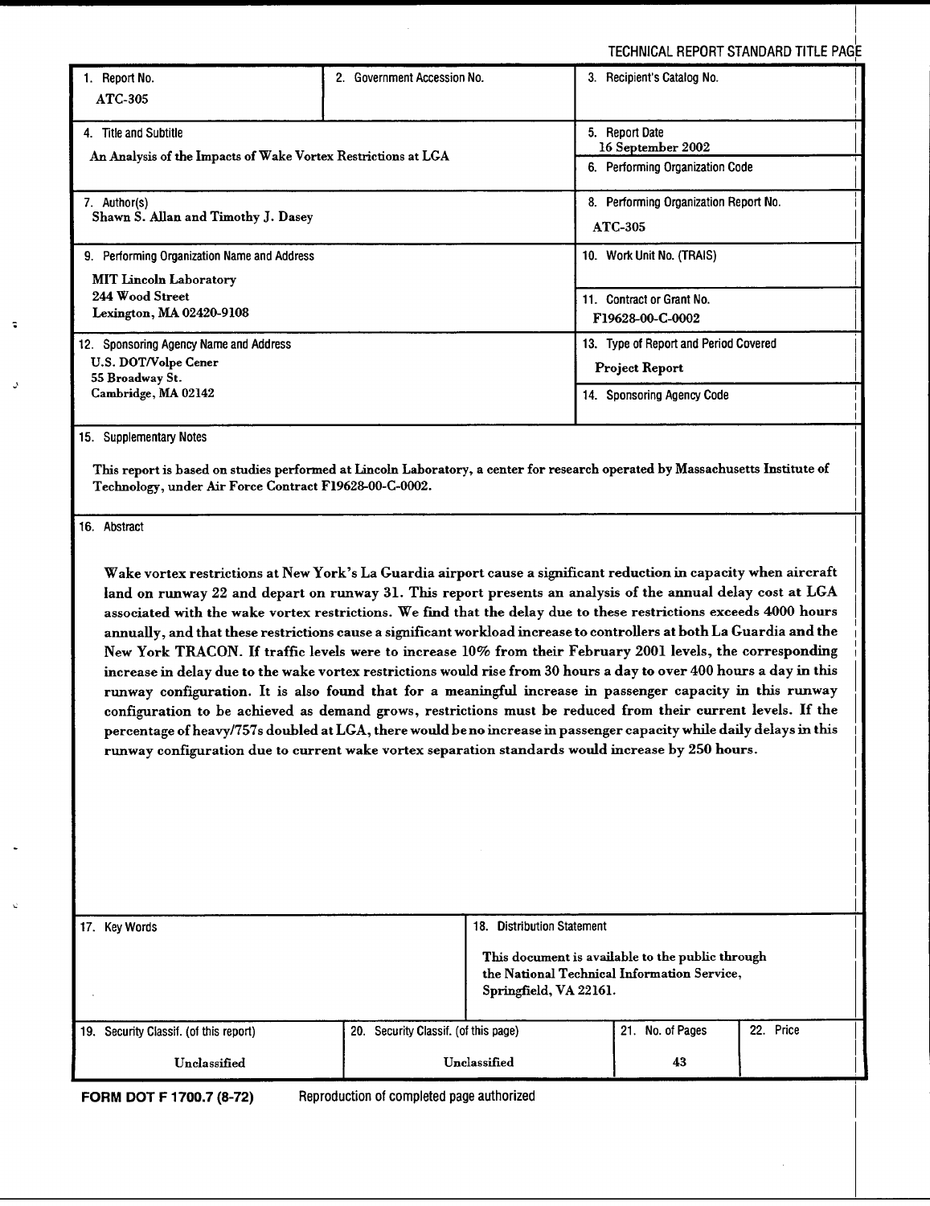TECHNICAL REPORT STANDARD TITLE PAGE

| 1. Report No. | 2. Government Accession No. | 3. Recipient's Catalog No. |
|---|---|---|
| ATC-305 | | |

| 4. Title and Subtitle | 5. Report Date |
|---|---|
| An Analysis of the Impacts of Wake Vortex Restrictions at LGA | 16 September 2002 |
| | 6. Performing Organization Code |

| 7. Author(s) | 8. Performing Organization Report No. |
|---|---|
| Shawn S. Allan and Timothy J. Dasey | ATC-305 |

| 9. Performing Organization Name and Address | 10. Work Unit No. (TRAIS) |
|---|---|
| MIT Lincoln Laboratory<br>244 Wood Street<br>Lexington, MA 02420-9108 | 11. Contract or Grant No.<br>F19628-00-C-0002 |

| 12. Sponsoring Agency Name and Address | 13. Type of Report and Period Covered |
|---|---|
| U.S. DOT/Volpe Cener<br>55 Broadway St.<br>Cambridge, MA 02142 | Project Report |
| | 14. Sponsoring Agency Code |

15. Supplementary Notes

This report is based on studies performed at Lincoln Laboratory, a center for research operated by Massachusetts Institute of Technology, under Air Force Contract F19628-00-C-0002.

16. Abstract

Wake vortex restrictions at New York's La Guardia airport cause a significant reduction in capacity when aircraft land on runway 22 and depart on runway 31. This report presents an analysis of the annual delay cost at LGA associated with the wake vortex restrictions. We find that the delay due to these restrictions exceeds 4000 hours annually, and that these restrictions cause a significant workload increase to controllers at both La Guardia and the New York TRACON. If traffic levels were to increase 10% from their February 2001 levels, the corresponding increase in delay due to the wake vortex restrictions would rise from 30 hours a day to over 400 hours a day in this runway configuration. It is also found that for a meaningful increase in passenger capacity in this runway configuration to be achieved as demand grows, restrictions must be reduced from their current levels. If the percentage of heavy/757s doubled at LGA, there would be no increase in passenger capacity while daily delays in this runway configuration due to current wake vortex separation standards would increase by 250 hours.

| 17. Key Words | 18. Distribution Statement |
|---|---|
| | This document is available to the public through the National Technical Information Service, Springfield, VA 22161. |

| 19. Security Classif. (of this report) | 20. Security Classif. (of this page) | 21. No. of Pages | 22. Price |
|---|---|---|---|
| Unclassified | Unclassified | 43 | |

FORM DOT F 1700.7 (8-72) Reproduction of completed page authorized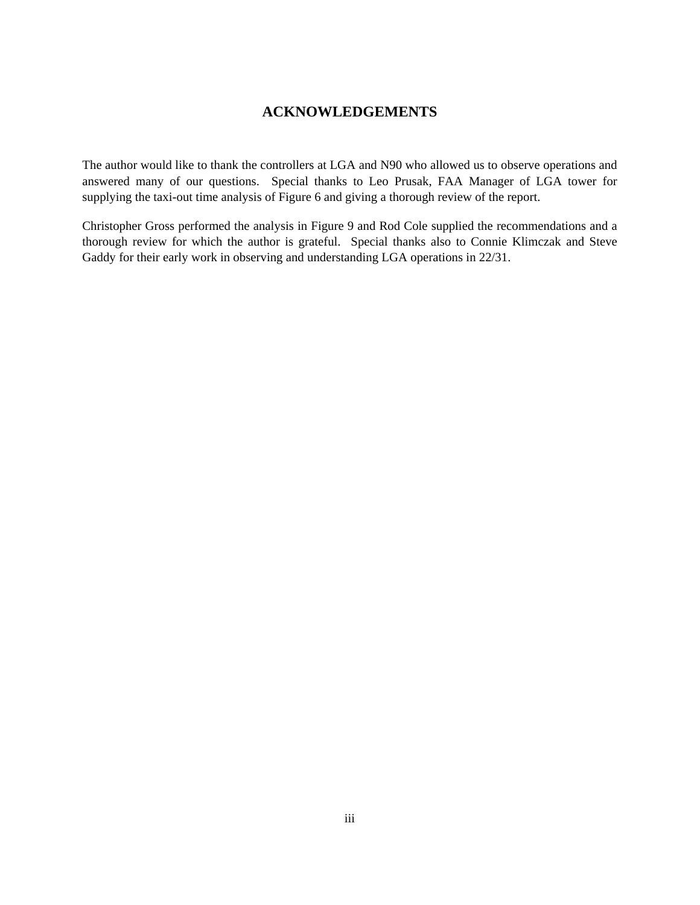# ACKNOWLEDGEMENTS

The author would like to thank the controllers at LGA and N90 who allowed us to observe operations and answered many of our questions. Special thanks to Leo Prusak, FAA Manager of LGA tower for supplying the taxi-out time analysis of Figure 6 and giving a thorough review of the report.

Christopher Gross performed the analysis in Figure 9 and Rod Cole supplied the recommendations and a thorough review for which the author is grateful. Special thanks also to Connie Klimczak and Steve Gaddy for their early work in observing and understanding LGA operations in 22/31.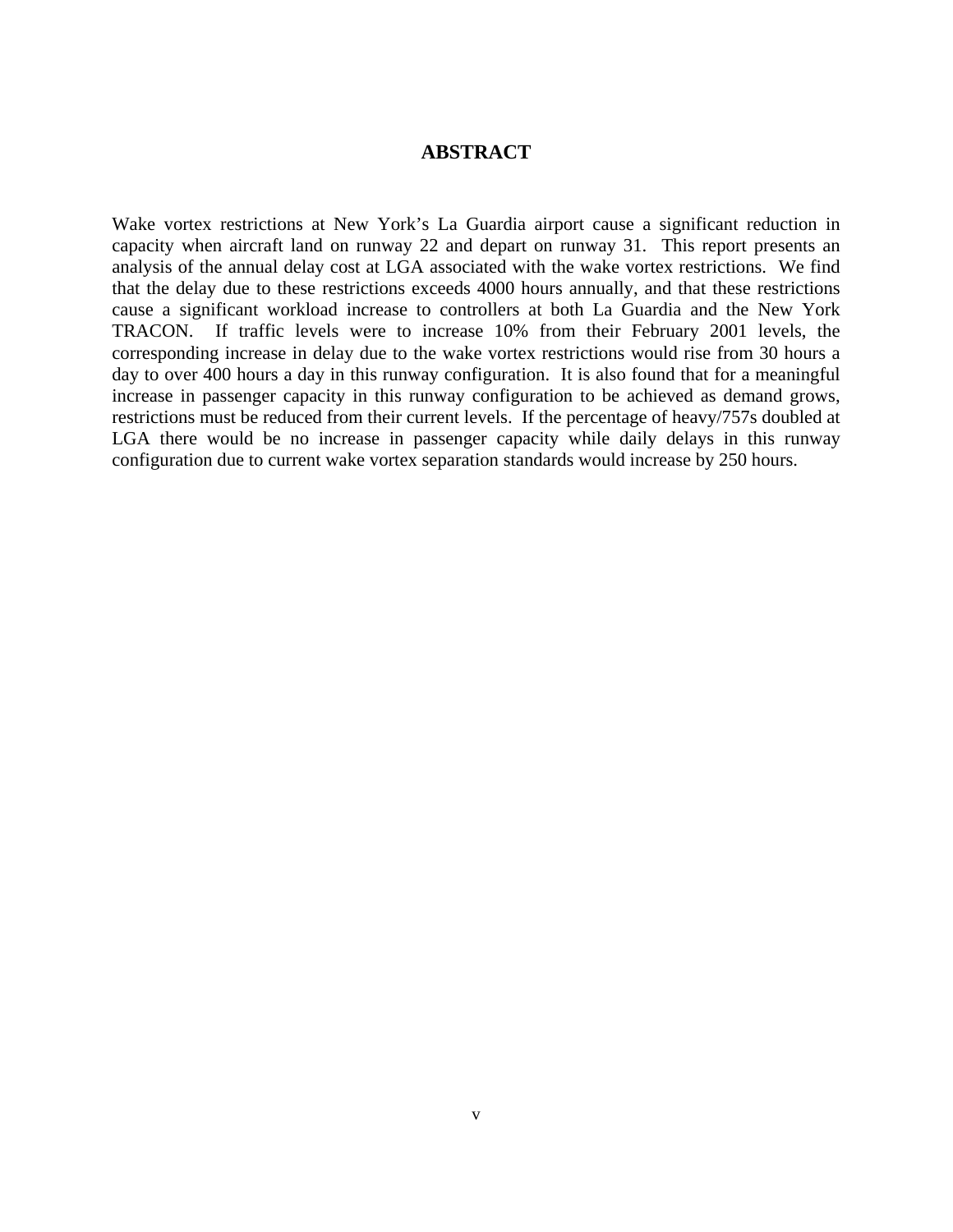# ABSTRACT

Wake vortex restrictions at New York's La Guardia airport cause a significant reduction in capacity when aircraft land on runway 22 and depart on runway 31. This report presents an analysis of the annual delay cost at LGA associated with the wake vortex restrictions. We find that the delay due to these restrictions exceeds 4000 hours annually, and that these restrictions cause a significant workload increase to controllers at both La Guardia and the New York TRACON. If traffic levels were to increase 10% from their February 2001 levels, the corresponding increase in delay due to the wake vortex restrictions would rise from 30 hours a day to over 400 hours a day in this runway configuration. It is also found that for a meaningful increase in passenger capacity in this runway configuration to be achieved as demand grows, restrictions must be reduced from their current levels. If the percentage of heavy/757s doubled at LGA there would be no increase in passenger capacity while daily delays in this runway configuration due to current wake vortex separation standards would increase by 250 hours.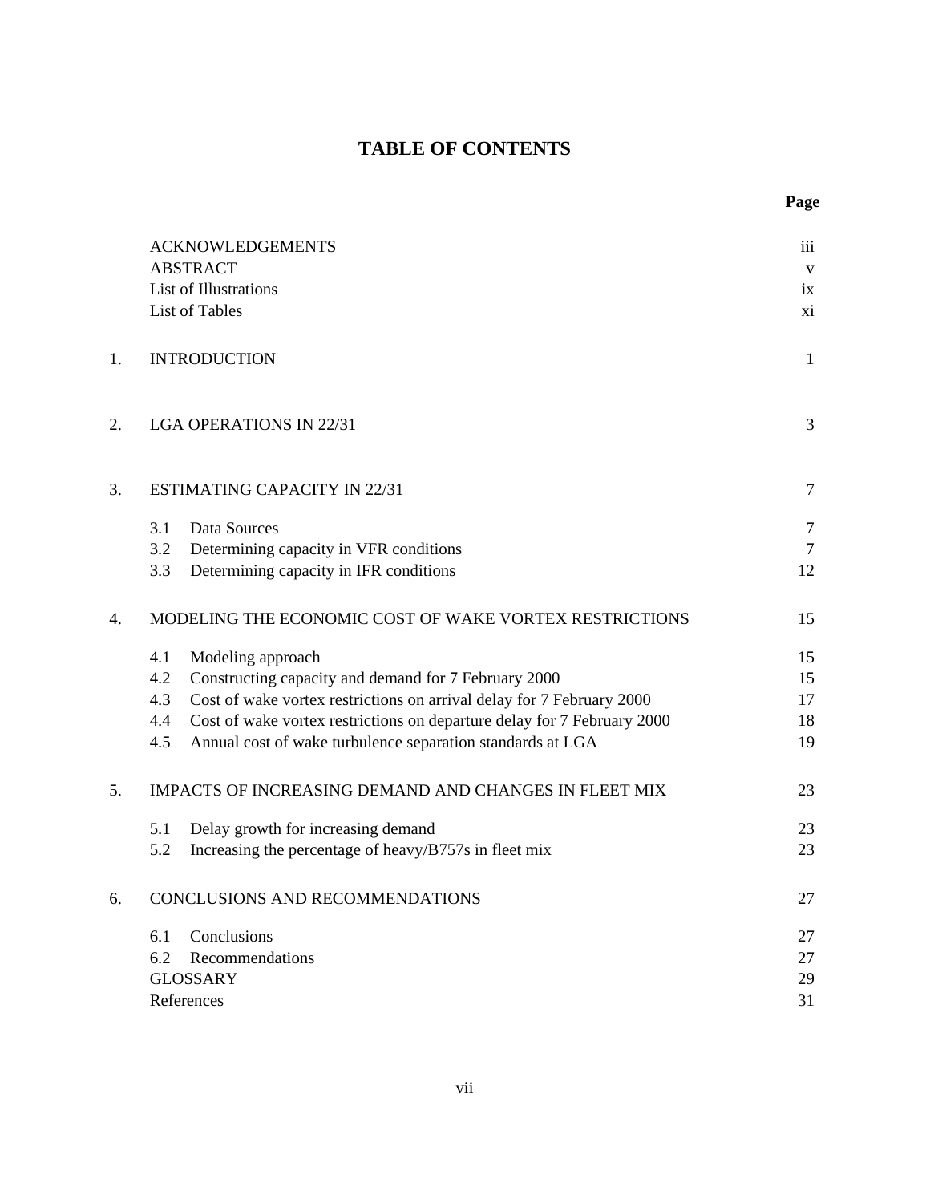# TABLE OF CONTENTS

| | | Page |
|---|---|---|
| | ACKNOWLEDGEMENTS | iii |
| | ABSTRACT | v |
| | List of Illustrations | ix |
| | List of Tables | xi |
| 1. | INTRODUCTION | 1 |
| 2. | LGA OPERATIONS IN 22/31 | 3 |
| 3. | ESTIMATING CAPACITY IN 22/31 | 7 |
| | 3.1 Data Sources | 7 |
| | 3.2 Determining capacity in VFR conditions | 7 |
| | 3.3 Determining capacity in IFR conditions | 12 |
| 4. | MODELING THE ECONOMIC COST OF WAKE VORTEX RESTRICTIONS | 15 |
| | 4.1 Modeling approach | 15 |
| | 4.2 Constructing capacity and demand for 7 February 2000 | 15 |
| | 4.3 Cost of wake vortex restrictions on arrival delay for 7 February 2000 | 17 |
| | 4.4 Cost of wake vortex restrictions on departure delay for 7 February 2000 | 18 |
| | 4.5 Annual cost of wake turbulence separation standards at LGA | 19 |
| 5. | IMPACTS OF INCREASING DEMAND AND CHANGES IN FLEET MIX | 23 |
| | 5.1 Delay growth for increasing demand | 23 |
| | 5.2 Increasing the percentage of heavy/B757s in fleet mix | 23 |
| 6. | CONCLUSIONS AND RECOMMENDATIONS | 27 |
| | 6.1 Conclusions | 27 |
| | 6.2 Recommendations | 27 |
| | GLOSSARY | 29 |
| | References | 31 |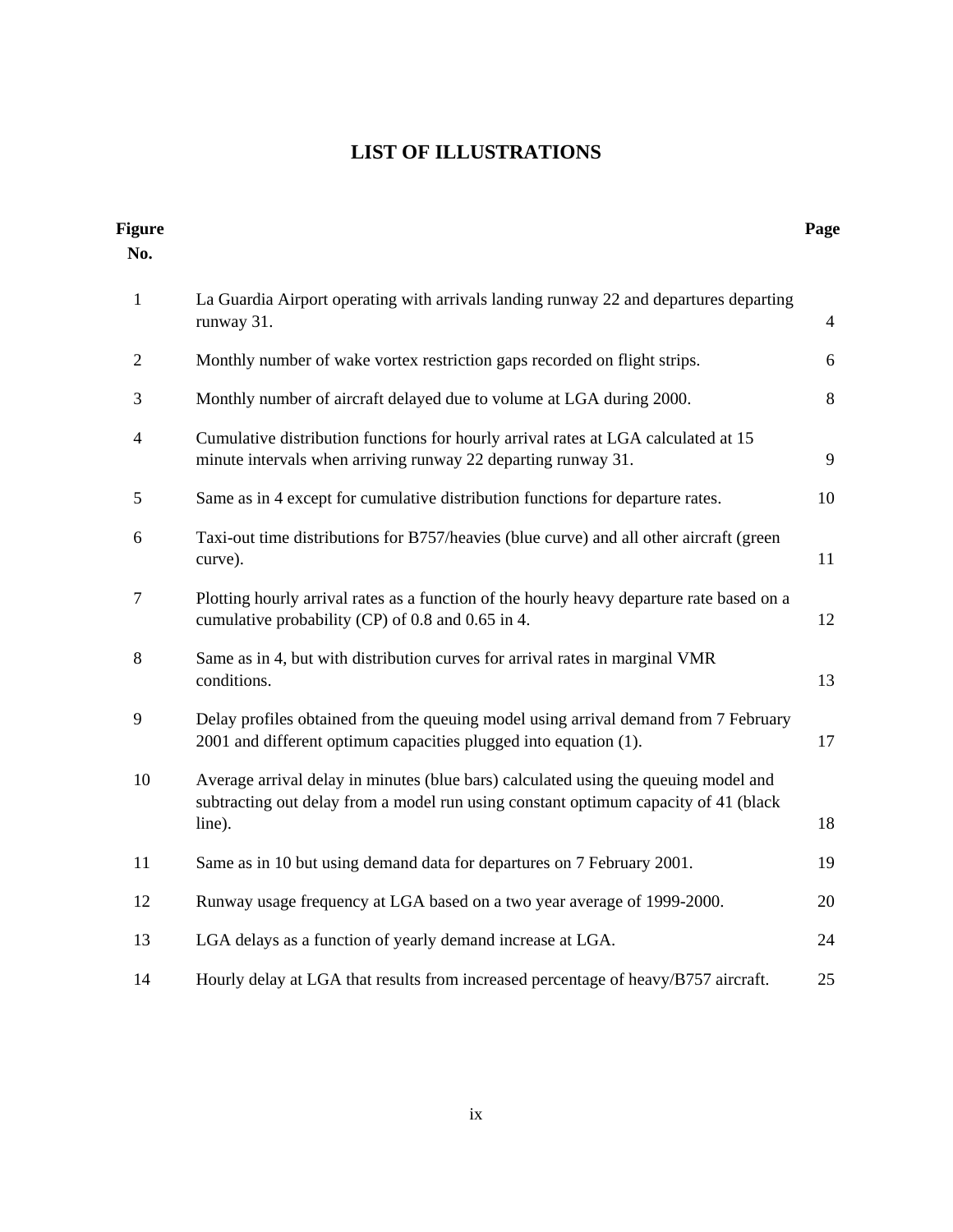# LIST OF ILLUSTRATIONS

| Figure No. | | Page |
|---|---|---|
| 1 | La Guardia Airport operating with arrivals landing runway 22 and departures departing runway 31. | 4 |
| 2 | Monthly number of wake vortex restriction gaps recorded on flight strips. | 6 |
| 3 | Monthly number of aircraft delayed due to volume at LGA during 2000. | 8 |
| 4 | Cumulative distribution functions for hourly arrival rates at LGA calculated at 15 minute intervals when arriving runway 22 departing runway 31. | 9 |
| 5 | Same as in 4 except for cumulative distribution functions for departure rates. | 10 |
| 6 | Taxi-out time distributions for B757/heavies (blue curve) and all other aircraft (green curve). | 11 |
| 7 | Plotting hourly arrival rates as a function of the hourly heavy departure rate based on a cumulative probability (CP) of 0.8 and 0.65 in 4. | 12 |
| 8 | Same as in 4, but with distribution curves for arrival rates in marginal VMR conditions. | 13 |
| 9 | Delay profiles obtained from the queuing model using arrival demand from 7 February 2001 and different optimum capacities plugged into equation (1). | 17 |
| 10 | Average arrival delay in minutes (blue bars) calculated using the queuing model and subtracting out delay from a model run using constant optimum capacity of 41 (black line). | 18 |
| 11 | Same as in 10 but using demand data for departures on 7 February 2001. | 19 |
| 12 | Runway usage frequency at LGA based on a two year average of 1999-2000. | 20 |
| 13 | LGA delays as a function of yearly demand increase at LGA. | 24 |
| 14 | Hourly delay at LGA that results from increased percentage of heavy/B757 aircraft. | 25 |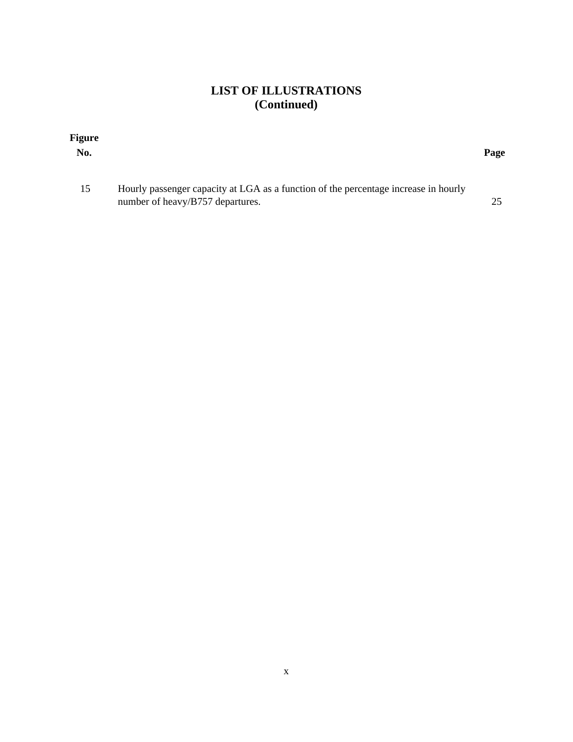## LIST OF ILLUSTRATIONS (Continued)

| Figure No. | | Page |
|---|---|---|
| 15 | Hourly passenger capacity at LGA as a function of the percentage increase in hourly number of heavy/B757 departures. | 25 |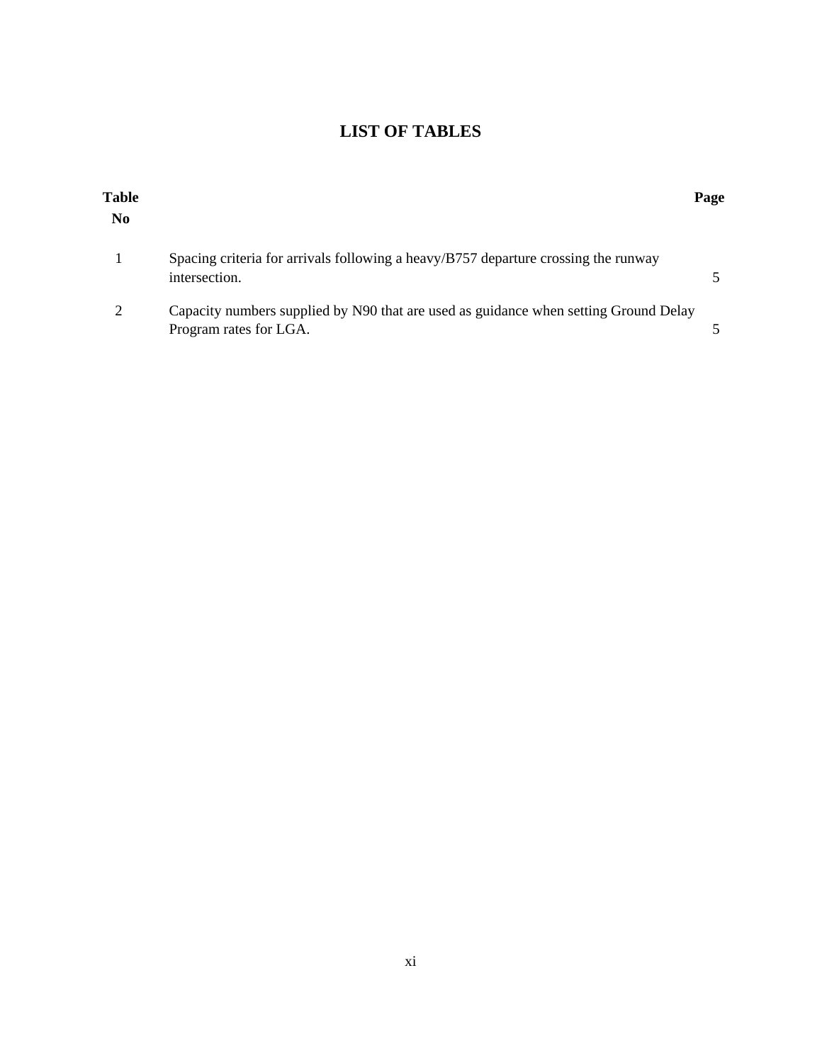# LIST OF TABLES

| Table No | | Page |
|---|---|---|
| 1 | Spacing criteria for arrivals following a heavy/B757 departure crossing the runway intersection. | 5 |
| 2 | Capacity numbers supplied by N90 that are used as guidance when setting Ground Delay Program rates for LGA. | 5 |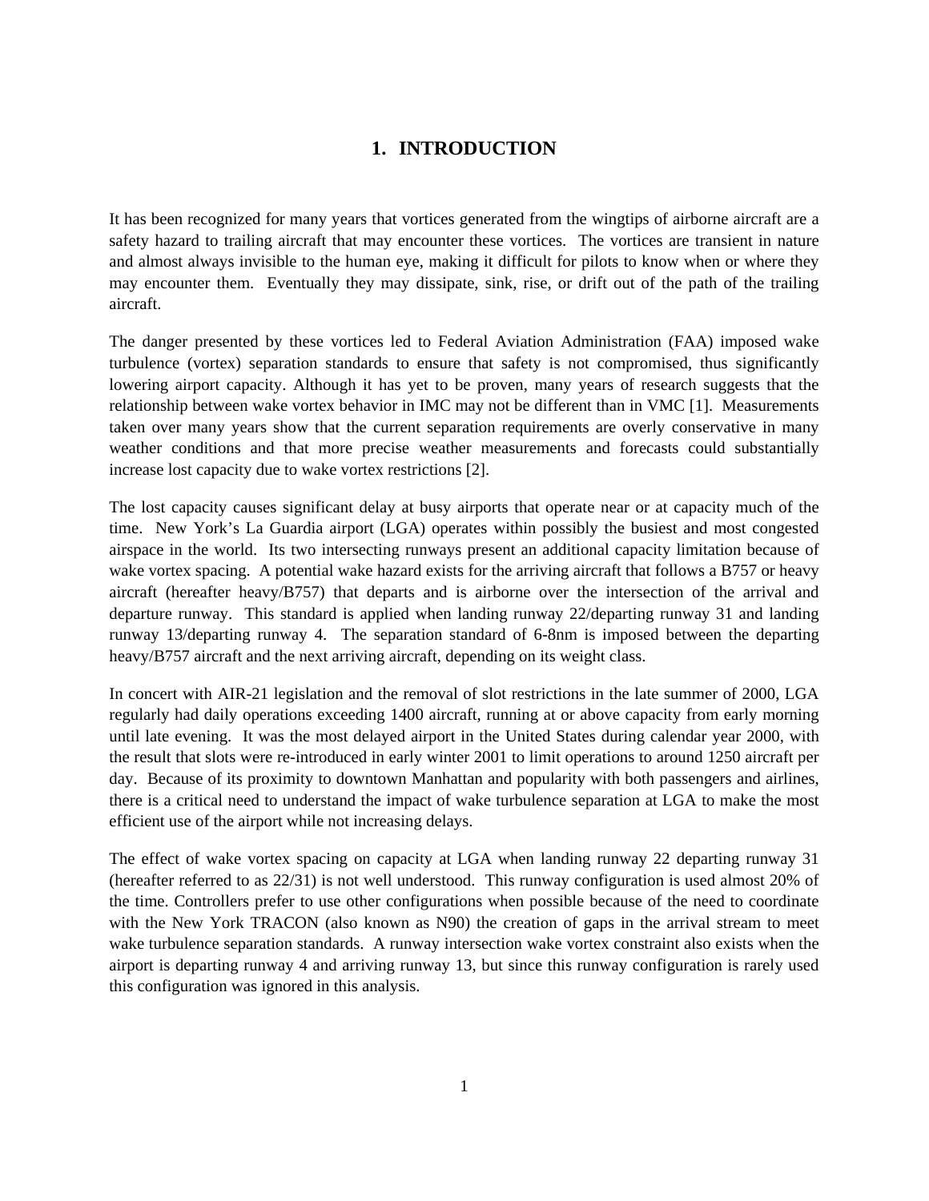# 1. INTRODUCTION

It has been recognized for many years that vortices generated from the wingtips of airborne aircraft are a safety hazard to trailing aircraft that may encounter these vortices. The vortices are transient in nature and almost always invisible to the human eye, making it difficult for pilots to know when or where they may encounter them. Eventually they may dissipate, sink, rise, or drift out of the path of the trailing aircraft.

The danger presented by these vortices led to Federal Aviation Administration (FAA) imposed wake turbulence (vortex) separation standards to ensure that safety is not compromised, thus significantly lowering airport capacity. Although it has yet to be proven, many years of research suggests that the relationship between wake vortex behavior in IMC may not be different than in VMC [1]. Measurements taken over many years show that the current separation requirements are overly conservative in many weather conditions and that more precise weather measurements and forecasts could substantially increase lost capacity due to wake vortex restrictions [2].

The lost capacity causes significant delay at busy airports that operate near or at capacity much of the time. New York's La Guardia airport (LGA) operates within possibly the busiest and most congested airspace in the world. Its two intersecting runways present an additional capacity limitation because of wake vortex spacing. A potential wake hazard exists for the arriving aircraft that follows a B757 or heavy aircraft (hereafter heavy/B757) that departs and is airborne over the intersection of the arrival and departure runway. This standard is applied when landing runway 22/departing runway 31 and landing runway 13/departing runway 4. The separation standard of 6-8nm is imposed between the departing heavy/B757 aircraft and the next arriving aircraft, depending on its weight class.

In concert with AIR-21 legislation and the removal of slot restrictions in the late summer of 2000, LGA regularly had daily operations exceeding 1400 aircraft, running at or above capacity from early morning until late evening. It was the most delayed airport in the United States during calendar year 2000, with the result that slots were re-introduced in early winter 2001 to limit operations to around 1250 aircraft per day. Because of its proximity to downtown Manhattan and popularity with both passengers and airlines, there is a critical need to understand the impact of wake turbulence separation at LGA to make the most efficient use of the airport while not increasing delays.

The effect of wake vortex spacing on capacity at LGA when landing runway 22 departing runway 31 (hereafter referred to as 22/31) is not well understood. This runway configuration is used almost 20% of the time. Controllers prefer to use other configurations when possible because of the need to coordinate with the New York TRACON (also known as N90) the creation of gaps in the arrival stream to meet wake turbulence separation standards. A runway intersection wake vortex constraint also exists when the airport is departing runway 4 and arriving runway 13, but since this runway configuration is rarely used this configuration was ignored in this analysis.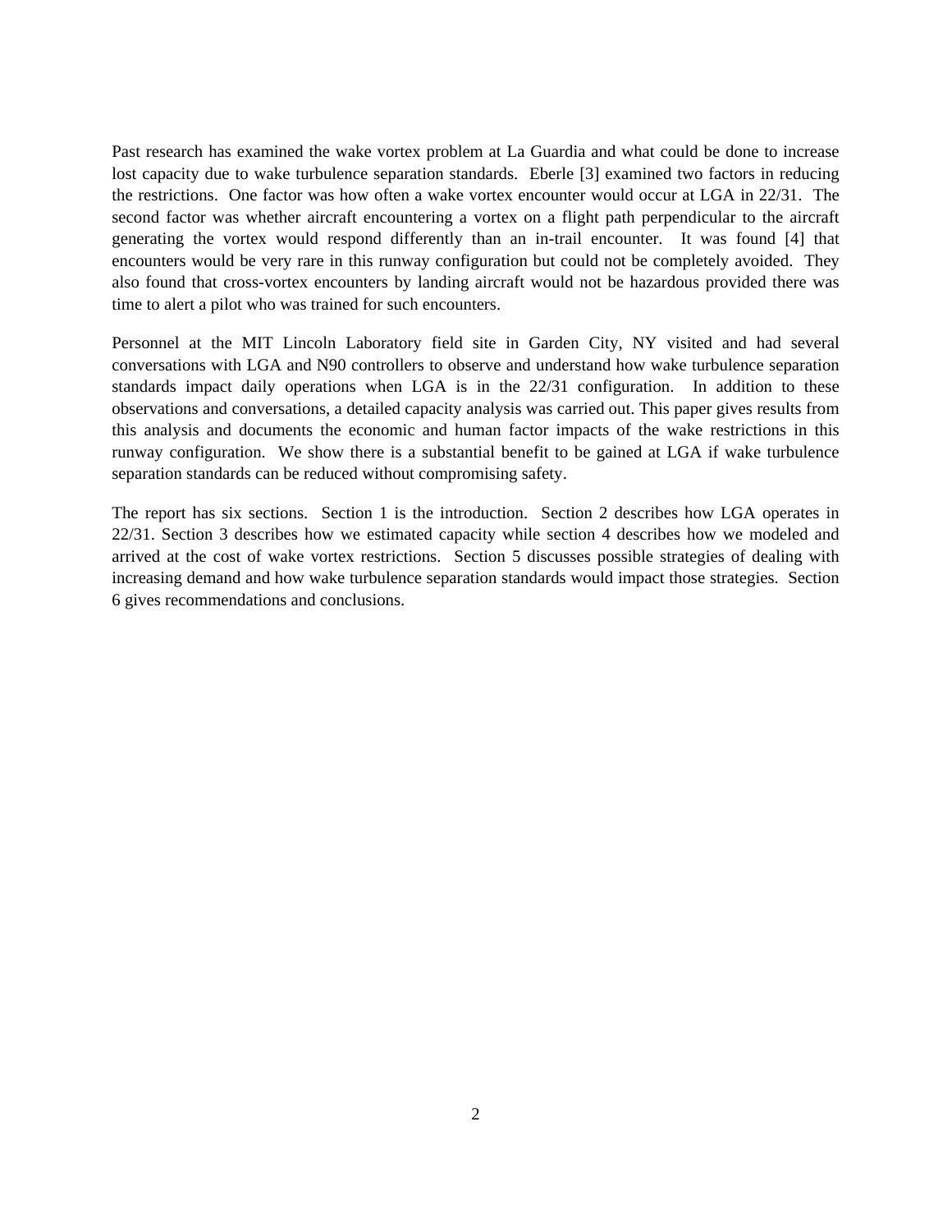Past research has examined the wake vortex problem at La Guardia and what could be done to increase lost capacity due to wake turbulence separation standards. Eberle [3] examined two factors in reducing the restrictions. One factor was how often a wake vortex encounter would occur at LGA in 22/31. The second factor was whether aircraft encountering a vortex on a flight path perpendicular to the aircraft generating the vortex would respond differently than an in-trail encounter. It was found [4] that encounters would be very rare in this runway configuration but could not be completely avoided. They also found that cross-vortex encounters by landing aircraft would not be hazardous provided there was time to alert a pilot who was trained for such encounters.

Personnel at the MIT Lincoln Laboratory field site in Garden City, NY visited and had several conversations with LGA and N90 controllers to observe and understand how wake turbulence separation standards impact daily operations when LGA is in the 22/31 configuration. In addition to these observations and conversations, a detailed capacity analysis was carried out. This paper gives results from this analysis and documents the economic and human factor impacts of the wake restrictions in this runway configuration. We show there is a substantial benefit to be gained at LGA if wake turbulence separation standards can be reduced without compromising safety.

The report has six sections. Section 1 is the introduction. Section 2 describes how LGA operates in 22/31. Section 3 describes how we estimated capacity while section 4 describes how we modeled and arrived at the cost of wake vortex restrictions. Section 5 discusses possible strategies of dealing with increasing demand and how wake turbulence separation standards would impact those strategies. Section 6 gives recommendations and conclusions.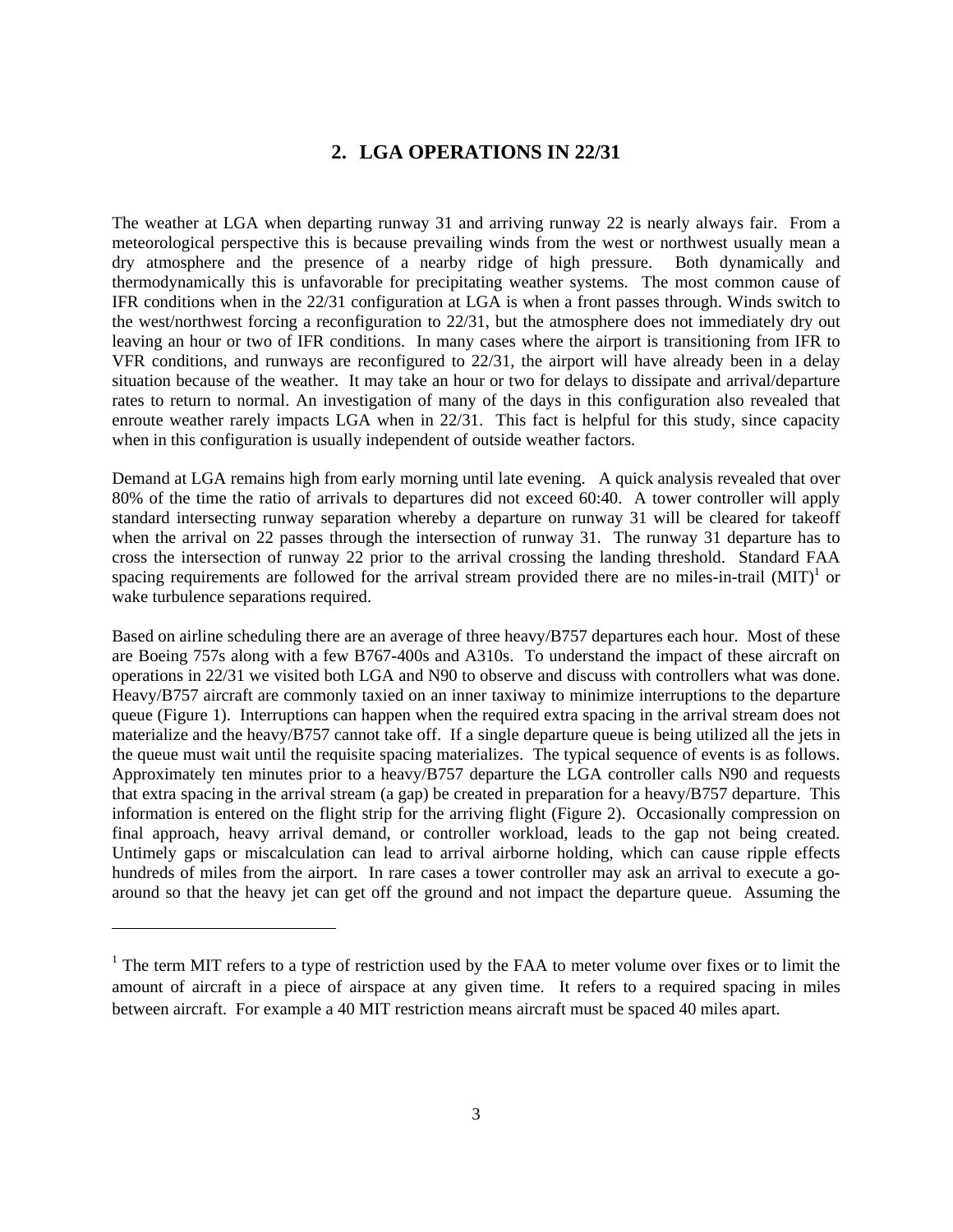## 2. LGA OPERATIONS IN 22/31

The weather at LGA when departing runway 31 and arriving runway 22 is nearly always fair. From a meteorological perspective this is because prevailing winds from the west or northwest usually mean a dry atmosphere and the presence of a nearby ridge of high pressure. Both dynamically and thermodynamically this is unfavorable for precipitating weather systems. The most common cause of IFR conditions when in the 22/31 configuration at LGA is when a front passes through. Winds switch to the west/northwest forcing a reconfiguration to 22/31, but the atmosphere does not immediately dry out leaving an hour or two of IFR conditions. In many cases where the airport is transitioning from IFR to VFR conditions, and runways are reconfigured to 22/31, the airport will have already been in a delay situation because of the weather. It may take an hour or two for delays to dissipate and arrival/departure rates to return to normal. An investigation of many of the days in this configuration also revealed that enroute weather rarely impacts LGA when in 22/31. This fact is helpful for this study, since capacity when in this configuration is usually independent of outside weather factors.

Demand at LGA remains high from early morning until late evening. A quick analysis revealed that over 80% of the time the ratio of arrivals to departures did not exceed 60:40. A tower controller will apply standard intersecting runway separation whereby a departure on runway 31 will be cleared for takeoff when the arrival on 22 passes through the intersection of runway 31. The runway 31 departure has to cross the intersection of runway 22 prior to the arrival crossing the landing threshold. Standard FAA spacing requirements are followed for the arrival stream provided there are no miles-in-trail (MIT)[1] or wake turbulence separations required.

Based on airline scheduling there are an average of three heavy/B757 departures each hour. Most of these are Boeing 757s along with a few B767-400s and A310s. To understand the impact of these aircraft on operations in 22/31 we visited both LGA and N90 to observe and discuss with controllers what was done. Heavy/B757 aircraft are commonly taxied on an inner taxiway to minimize interruptions to the departure queue (Figure 1). Interruptions can happen when the required extra spacing in the arrival stream does not materialize and the heavy/B757 cannot take off. If a single departure queue is being utilized all the jets in the queue must wait until the requisite spacing materializes. The typical sequence of events is as follows. Approximately ten minutes prior to a heavy/B757 departure the LGA controller calls N90 and requests that extra spacing in the arrival stream (a gap) be created in preparation for a heavy/B757 departure. This information is entered on the flight strip for the arriving flight (Figure 2). Occasionally compression on final approach, heavy arrival demand, or controller workload, leads to the gap not being created. Untimely gaps or miscalculation can lead to arrival airborne holding, which can cause ripple effects hundreds of miles from the airport. In rare cases a tower controller may ask an arrival to execute a go-around so that the heavy jet can get off the ground and not impact the departure queue. Assuming the

---

[1] The term MIT refers to a type of restriction used by the FAA to meter volume over fixes or to limit the amount of aircraft in a piece of airspace at any given time. It refers to a required spacing in miles between aircraft. For example a 40 MIT restriction means aircraft must be spaced 40 miles apart.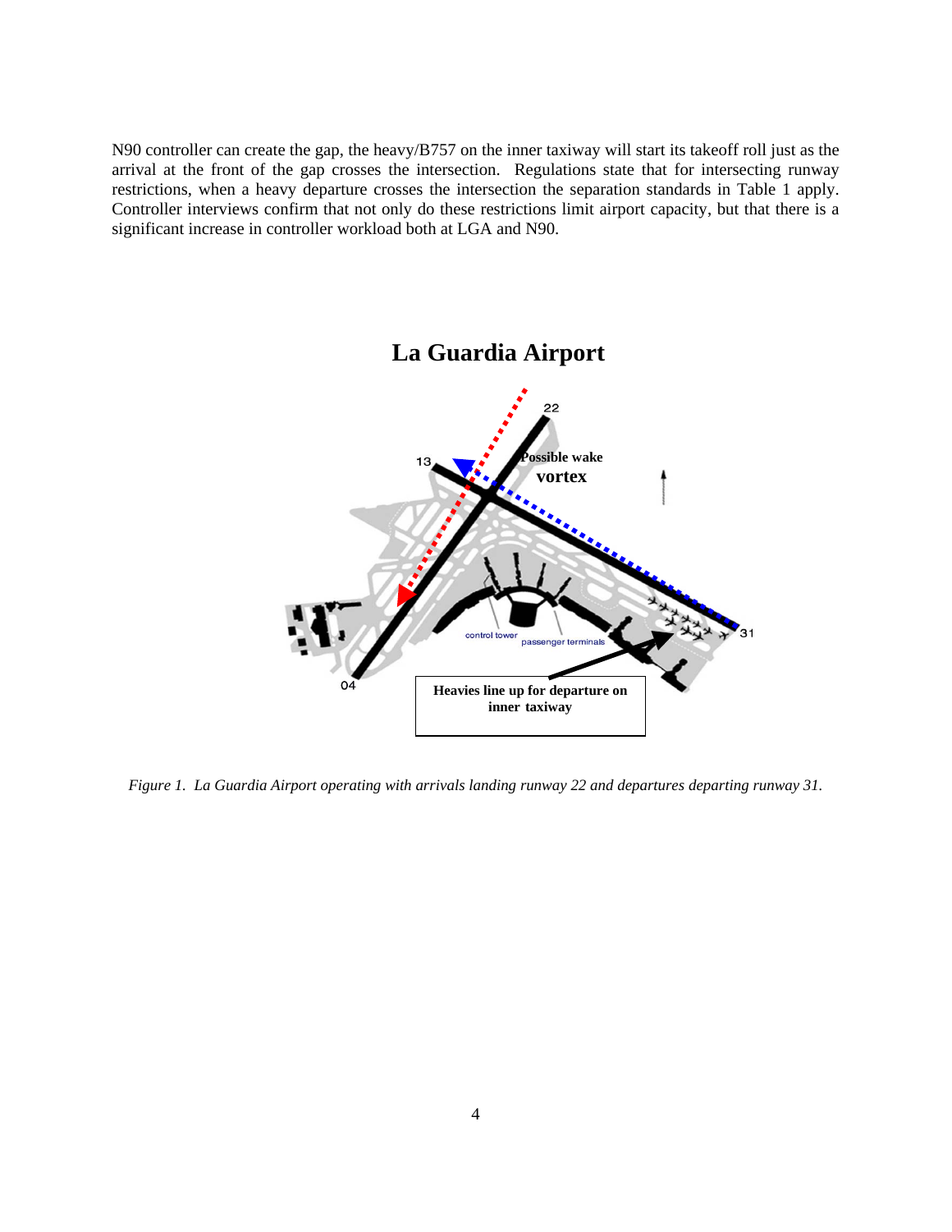N90 controller can create the gap, the heavy/B757 on the inner taxiway will start its takeoff roll just as the arrival at the front of the gap crosses the intersection. Regulations state that for intersecting runway restrictions, when a heavy departure crosses the intersection the separation standards in Table 1 apply. Controller interviews confirm that not only do these restrictions limit airport capacity, but that there is a significant increase in controller workload both at LGA and N90.

*Figure 1. La Guardia Airport operating with arrivals landing runway 22 and departures departing runway 31.*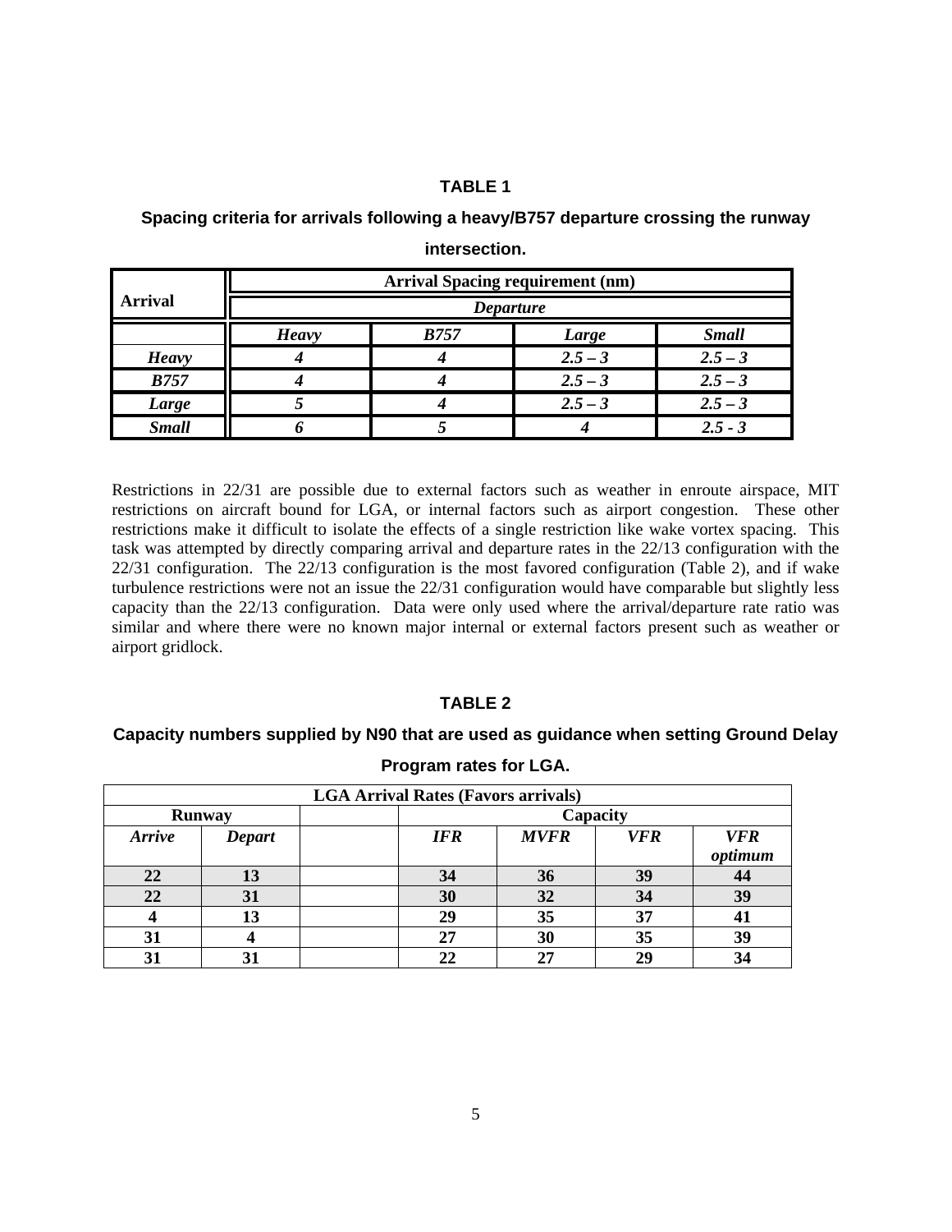**TABLE 1**

**Spacing criteria for arrivals following a heavy/B757 departure crossing the runway intersection.**

| Arrival | Arrival Spacing requirement (nm) | | | |
|---|---|---|---|---|
| | *Departure* | | | |
| | ***Heavy*** | ***B757*** | ***Large*** | ***Small*** |
| ***Heavy*** | ***4*** | ***4*** | ***2.5 – 3*** | ***2.5 – 3*** |
| ***B757*** | ***4*** | ***4*** | ***2.5 – 3*** | ***2.5 – 3*** |
| ***Large*** | ***5*** | ***4*** | ***2.5 – 3*** | ***2.5 – 3*** |
| ***Small*** | ***6*** | ***5*** | ***4*** | ***2.5 - 3*** |

Restrictions in 22/31 are possible due to external factors such as weather in enroute airspace, MIT restrictions on aircraft bound for LGA, or internal factors such as airport congestion. These other restrictions make it difficult to isolate the effects of a single restriction like wake vortex spacing. This task was attempted by directly comparing arrival and departure rates in the 22/13 configuration with the 22/31 configuration. The 22/13 configuration is the most favored configuration (Table 2), and if wake turbulence restrictions were not an issue the 22/31 configuration would have comparable but slightly less capacity than the 22/13 configuration. Data were only used where the arrival/departure rate ratio was similar and where there were no known major internal or external factors present such as weather or airport gridlock.

**TABLE 2**

**Capacity numbers supplied by N90 that are used as guidance when setting Ground Delay Program rates for LGA.**

| LGA Arrival Rates (Favors arrivals) | | | | | | |
|---|---|---|---|---|---|---|
| **Runway** | | | **Capacity** | | | |
| ***Arrive*** | ***Depart*** | | ***IFR*** | ***MVFR*** | ***VFR*** | ***VFR optimum*** |
| **22** | **13** | | **34** | **36** | **39** | **44** |
| **22** | **31** | | **30** | **32** | **34** | **39** |
| **4** | **13** | | **29** | **35** | **37** | **41** |
| **31** | **4** | | **27** | **30** | **35** | **39** |
| **31** | **31** | | **22** | **27** | **29** | **34** |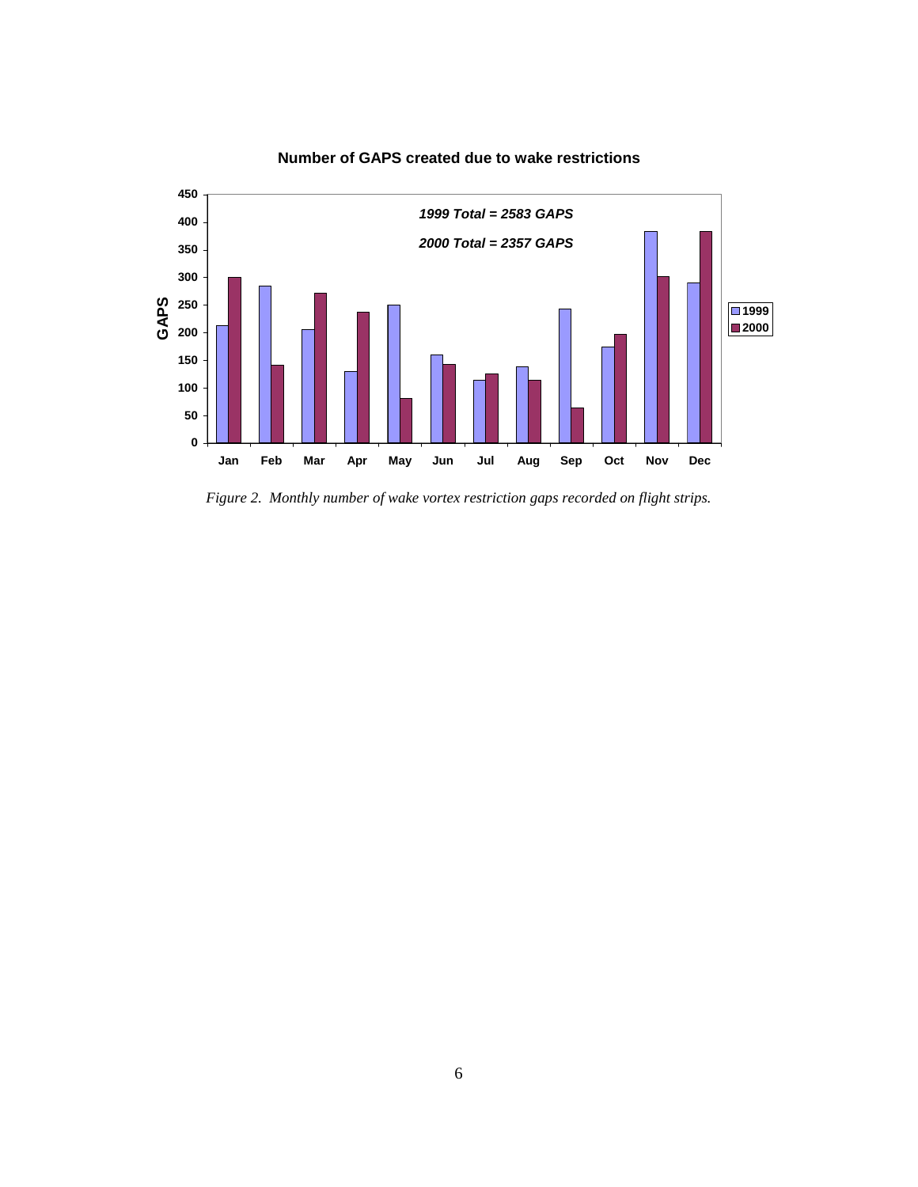**Number of GAPS created due to wake restrictions**

*1999 Total = 2583 GAPS*

*2000 Total = 2357 GAPS*

*Figure 2. Monthly number of wake vortex restriction gaps recorded on flight strips.*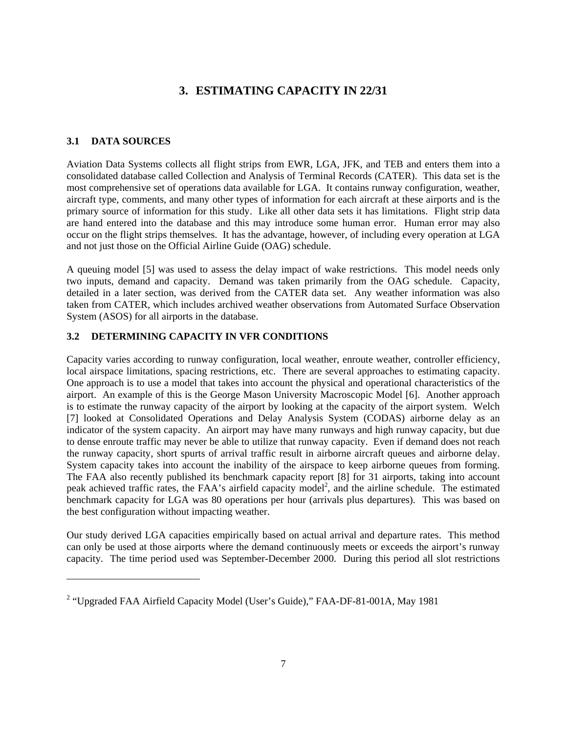# 3. ESTIMATING CAPACITY IN 22/31

## 3.1 DATA SOURCES

Aviation Data Systems collects all flight strips from EWR, LGA, JFK, and TEB and enters them into a consolidated database called Collection and Analysis of Terminal Records (CATER). This data set is the most comprehensive set of operations data available for LGA. It contains runway configuration, weather, aircraft type, comments, and many other types of information for each aircraft at these airports and is the primary source of information for this study. Like all other data sets it has limitations. Flight strip data are hand entered into the database and this may introduce some human error. Human error may also occur on the flight strips themselves. It has the advantage, however, of including every operation at LGA and not just those on the Official Airline Guide (OAG) schedule.

A queuing model [5] was used to assess the delay impact of wake restrictions. This model needs only two inputs, demand and capacity. Demand was taken primarily from the OAG schedule. Capacity, detailed in a later section, was derived from the CATER data set. Any weather information was also taken from CATER, which includes archived weather observations from Automated Surface Observation System (ASOS) for all airports in the database.

## 3.2 DETERMINING CAPACITY IN VFR CONDITIONS

Capacity varies according to runway configuration, local weather, enroute weather, controller efficiency, local airspace limitations, spacing restrictions, etc. There are several approaches to estimating capacity. One approach is to use a model that takes into account the physical and operational characteristics of the airport. An example of this is the George Mason University Macroscopic Model [6]. Another approach is to estimate the runway capacity of the airport by looking at the capacity of the airport system. Welch [7] looked at Consolidated Operations and Delay Analysis System (CODAS) airborne delay as an indicator of the system capacity. An airport may have many runways and high runway capacity, but due to dense enroute traffic may never be able to utilize that runway capacity. Even if demand does not reach the runway capacity, short spurts of arrival traffic result in airborne aircraft queues and airborne delay. System capacity takes into account the inability of the airspace to keep airborne queues from forming. The FAA also recently published its benchmark capacity report [8] for 31 airports, taking into account peak achieved traffic rates, the FAA's airfield capacity model[2], and the airline schedule. The estimated benchmark capacity for LGA was 80 operations per hour (arrivals plus departures). This was based on the best configuration without impacting weather.

Our study derived LGA capacities empirically based on actual arrival and departure rates. This method can only be used at those airports where the demand continuously meets or exceeds the airport's runway capacity. The time period used was September-December 2000. During this period all slot restrictions

---

[2] "Upgraded FAA Airfield Capacity Model (User's Guide)," FAA-DF-81-001A, May 1981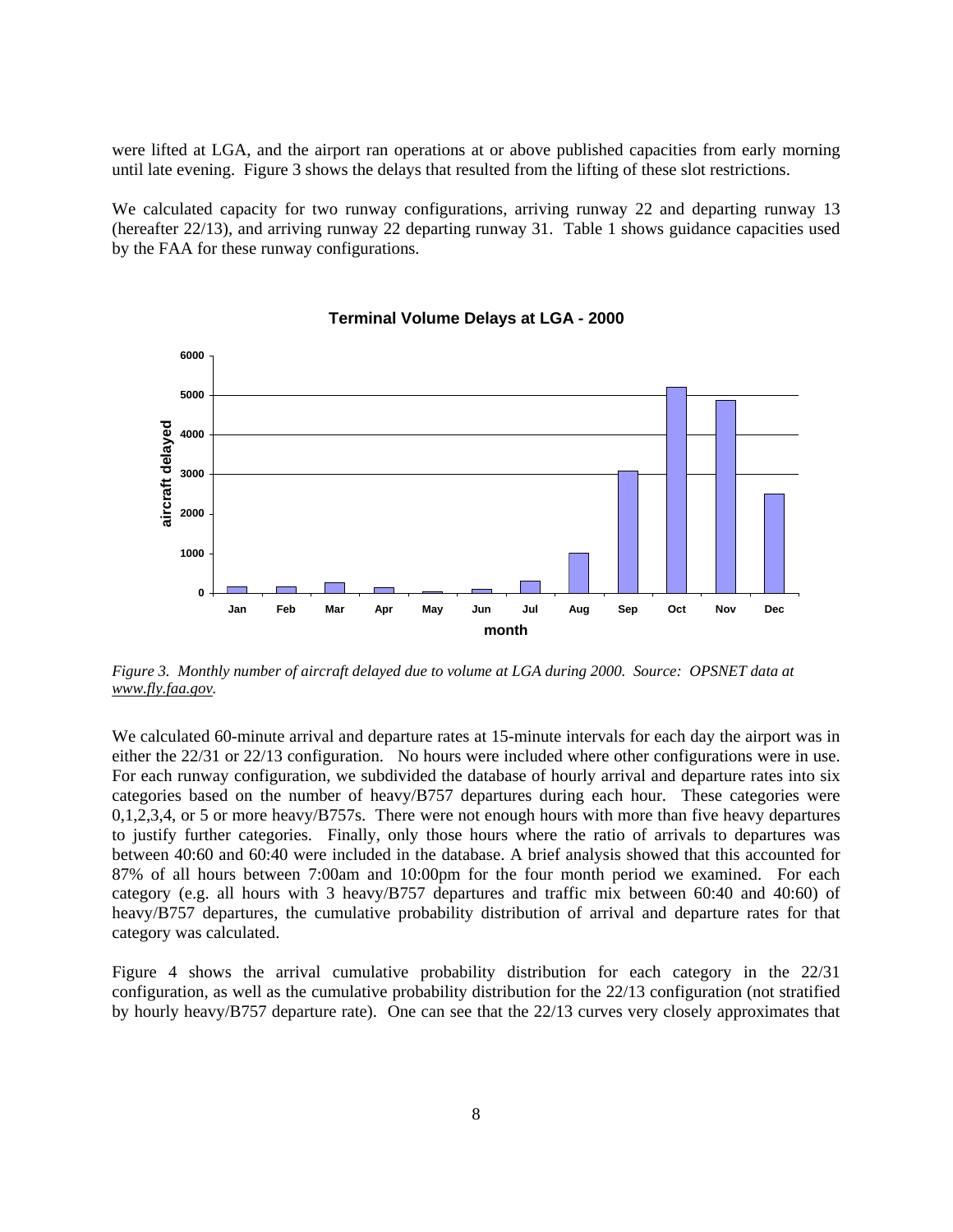were lifted at LGA, and the airport ran operations at or above published capacities from early morning until late evening. Figure 3 shows the delays that resulted from the lifting of these slot restrictions.

We calculated capacity for two runway configurations, arriving runway 22 and departing runway 13 (hereafter 22/13), and arriving runway 22 departing runway 31. Table 1 shows guidance capacities used by the FAA for these runway configurations.

*Figure 3. Monthly number of aircraft delayed due to volume at LGA during 2000. Source: OPSNET data at www.fly.faa.gov.*

We calculated 60-minute arrival and departure rates at 15-minute intervals for each day the airport was in either the 22/31 or 22/13 configuration. No hours were included where other configurations were in use. For each runway configuration, we subdivided the database of hourly arrival and departure rates into six categories based on the number of heavy/B757 departures during each hour. These categories were 0,1,2,3,4, or 5 or more heavy/B757s. There were not enough hours with more than five heavy departures to justify further categories. Finally, only those hours where the ratio of arrivals to departures was between 40:60 and 60:40 were included in the database. A brief analysis showed that this accounted for 87% of all hours between 7:00am and 10:00pm for the four month period we examined. For each category (e.g. all hours with 3 heavy/B757 departures and traffic mix between 60:40 and 40:60) of heavy/B757 departures, the cumulative probability distribution of arrival and departure rates for that category was calculated.

Figure 4 shows the arrival cumulative probability distribution for each category in the 22/31 configuration, as well as the cumulative probability distribution for the 22/13 configuration (not stratified by hourly heavy/B757 departure rate). One can see that the 22/13 curves very closely approximates that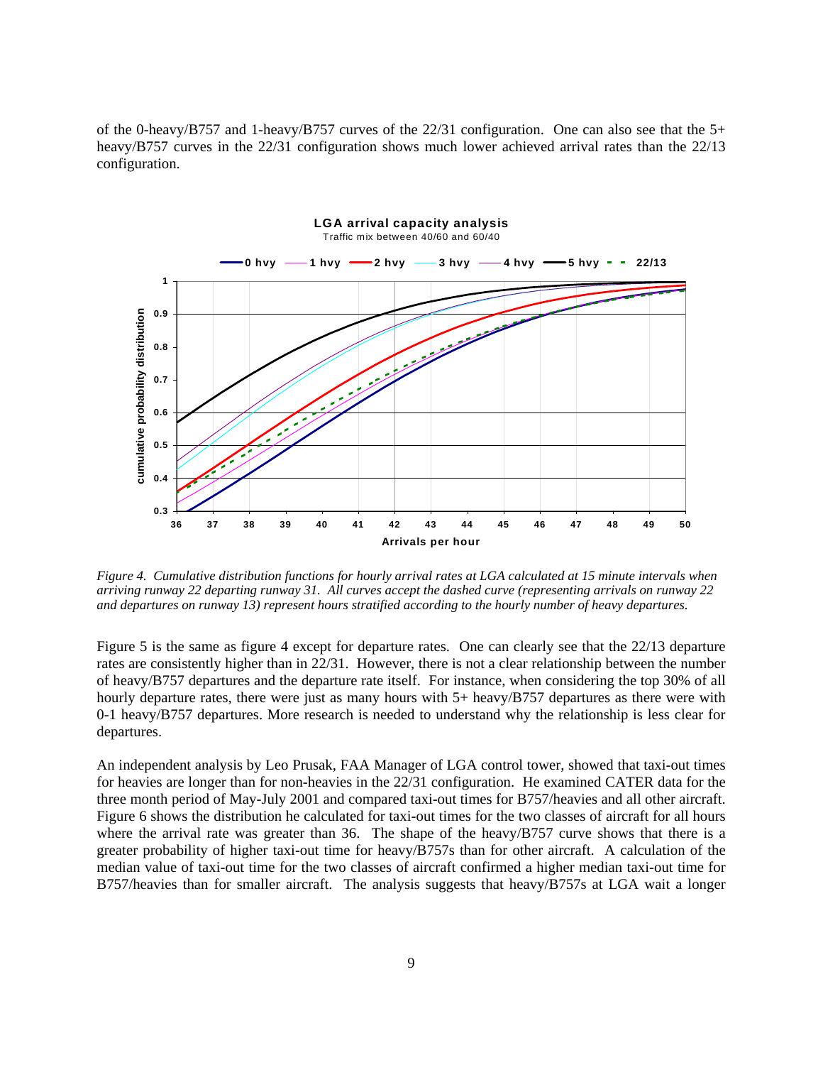of the 0-heavy/B757 and 1-heavy/B757 curves of the 22/31 configuration. One can also see that the 5+ heavy/B757 curves in the 22/31 configuration shows much lower achieved arrival rates than the 22/13 configuration.

*Figure 4. Cumulative distribution functions for hourly arrival rates at LGA calculated at 15 minute intervals when arriving runway 22 departing runway 31. All curves accept the dashed curve (representing arrivals on runway 22 and departures on runway 13) represent hours stratified according to the hourly number of heavy departures.*

Figure 5 is the same as figure 4 except for departure rates. One can clearly see that the 22/13 departure rates are consistently higher than in 22/31. However, there is not a clear relationship between the number of heavy/B757 departures and the departure rate itself. For instance, when considering the top 30% of all hourly departure rates, there were just as many hours with 5+ heavy/B757 departures as there were with 0-1 heavy/B757 departures. More research is needed to understand why the relationship is less clear for departures.

An independent analysis by Leo Prusak, FAA Manager of LGA control tower, showed that taxi-out times for heavies are longer than for non-heavies in the 22/31 configuration. He examined CATER data for the three month period of May-July 2001 and compared taxi-out times for B757/heavies and all other aircraft. Figure 6 shows the distribution he calculated for taxi-out times for the two classes of aircraft for all hours where the arrival rate was greater than 36. The shape of the heavy/B757 curve shows that there is a greater probability of higher taxi-out time for heavy/B757s than for other aircraft. A calculation of the median value of taxi-out time for the two classes of aircraft confirmed a higher median taxi-out time for B757/heavies than for smaller aircraft. The analysis suggests that heavy/B757s at LGA wait a longer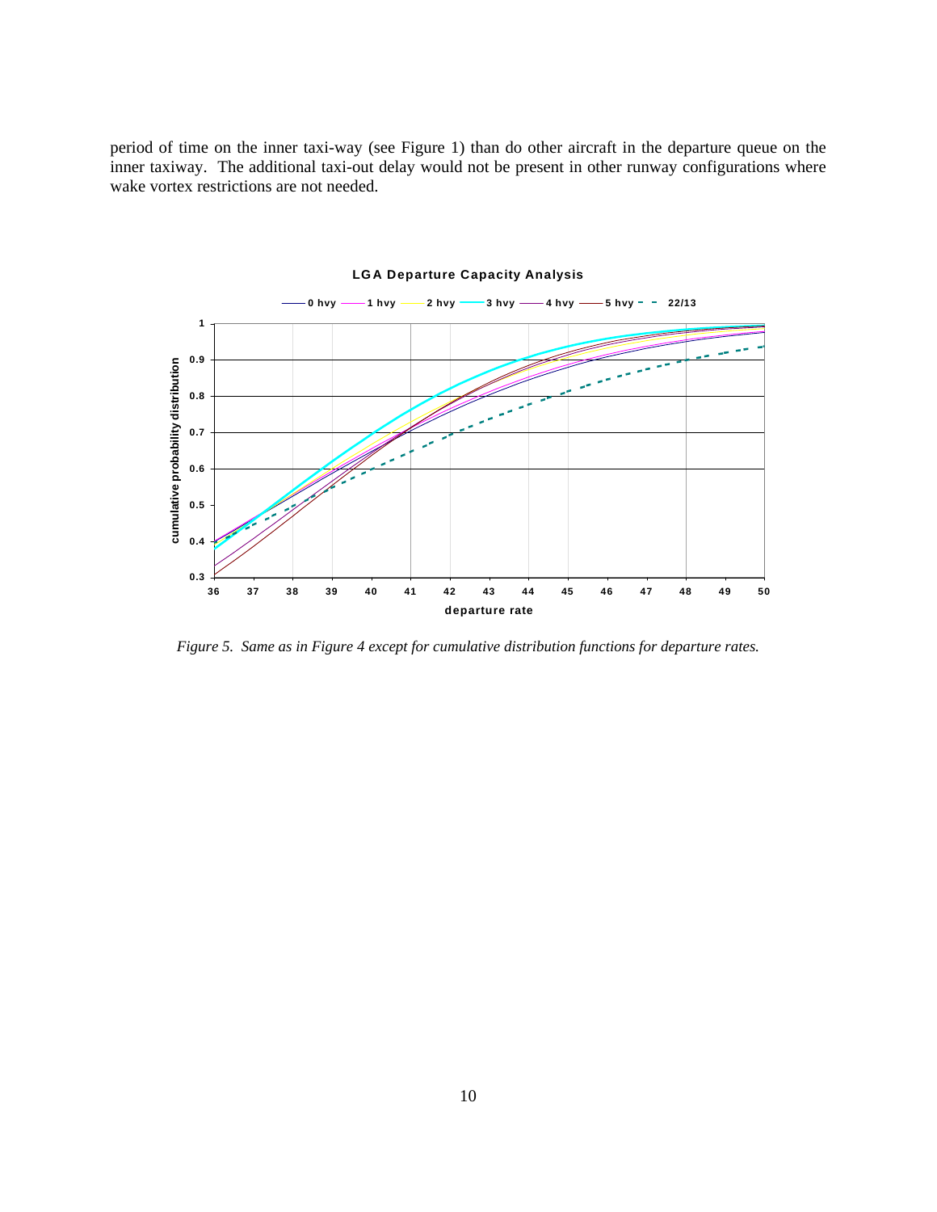period of time on the inner taxi-way (see Figure 1) than do other aircraft in the departure queue on the inner taxiway. The additional taxi-out delay would not be present in other runway configurations where wake vortex restrictions are not needed.

*Figure 5. Same as in Figure 4 except for cumulative distribution functions for departure rates.*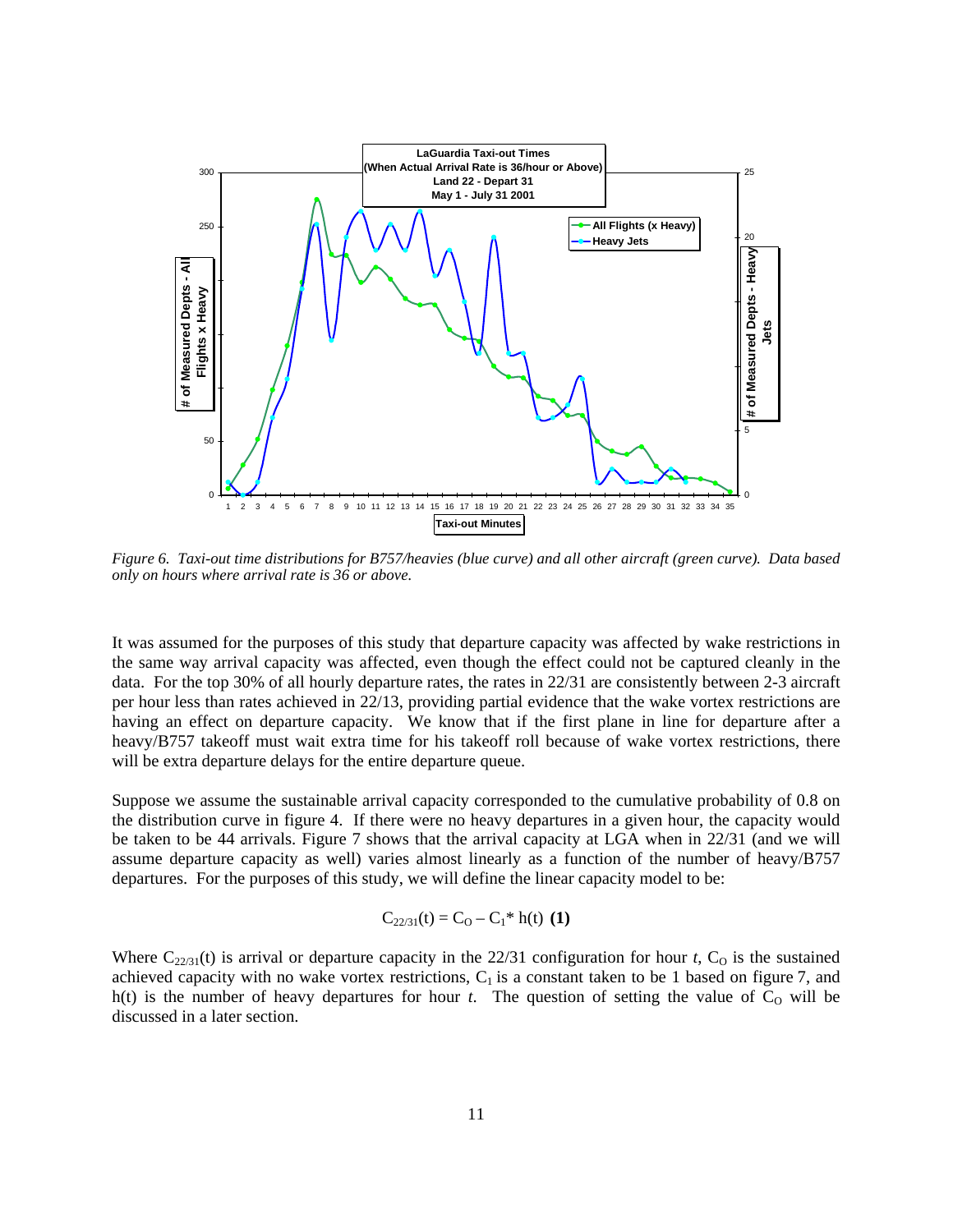*Figure 6. Taxi-out time distributions for B757/heavies (blue curve) and all other aircraft (green curve). Data based only on hours where arrival rate is 36 or above.*

It was assumed for the purposes of this study that departure capacity was affected by wake restrictions in the same way arrival capacity was affected, even though the effect could not be captured cleanly in the data. For the top 30% of all hourly departure rates, the rates in 22/31 are consistently between 2-3 aircraft per hour less than rates achieved in 22/13, providing partial evidence that the wake vortex restrictions are having an effect on departure capacity. We know that if the first plane in line for departure after a heavy/B757 takeoff must wait extra time for his takeoff roll because of wake vortex restrictions, there will be extra departure delays for the entire departure queue.

Suppose we assume the sustainable arrival capacity corresponded to the cumulative probability of 0.8 on the distribution curve in figure 4. If there were no heavy departures in a given hour, the capacity would be taken to be 44 arrivals. Figure 7 shows that the arrival capacity at LGA when in 22/31 (and we will assume departure capacity as well) varies almost linearly as a function of the number of heavy/B757 departures. For the purposes of this study, we will define the linear capacity model to be:

$$C_{22/31}(t) = C_O - C_1 * h(t) \quad \textbf{(1)}$$

Where $C_{22/31}(t)$ is arrival or departure capacity in the 22/31 configuration for hour $t$, $C_O$ is the sustained achieved capacity with no wake vortex restrictions, $C_1$ is a constant taken to be 1 based on figure 7, and $h(t)$ is the number of heavy departures for hour $t$. The question of setting the value of $C_O$ will be discussed in a later section.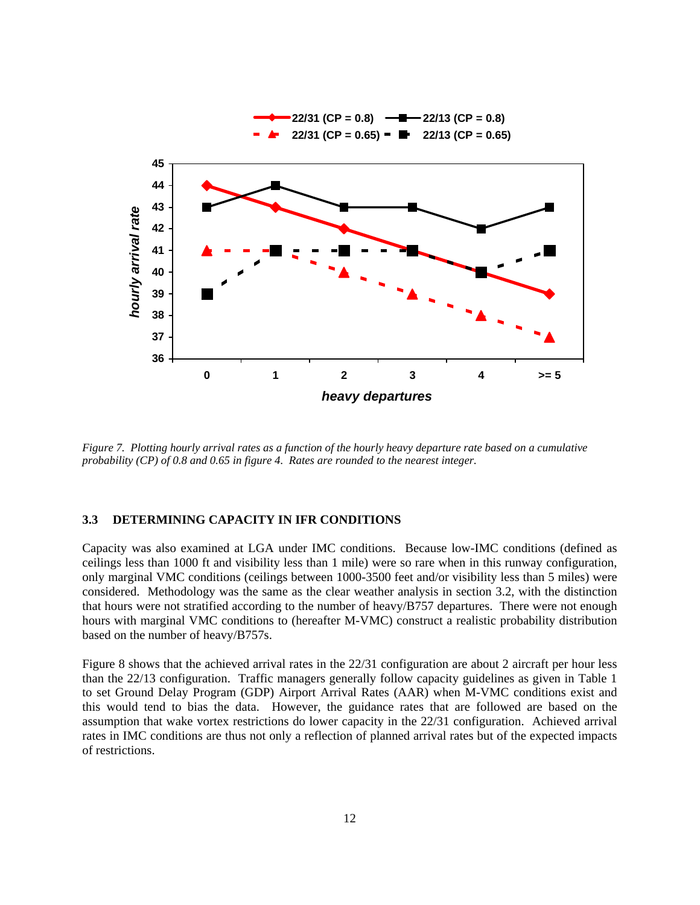*Figure 7. Plotting hourly arrival rates as a function of the hourly heavy departure rate based on a cumulative probability (CP) of 0.8 and 0.65 in figure 4. Rates are rounded to the nearest integer.*

### 3.3 DETERMINING CAPACITY IN IFR CONDITIONS

Capacity was also examined at LGA under IMC conditions. Because low-IMC conditions (defined as ceilings less than 1000 ft and visibility less than 1 mile) were so rare when in this runway configuration, only marginal VMC conditions (ceilings between 1000-3500 feet and/or visibility less than 5 miles) were considered. Methodology was the same as the clear weather analysis in section 3.2, with the distinction that hours were not stratified according to the number of heavy/B757 departures. There were not enough hours with marginal VMC conditions to (hereafter M-VMC) construct a realistic probability distribution based on the number of heavy/B757s.

Figure 8 shows that the achieved arrival rates in the 22/31 configuration are about 2 aircraft per hour less than the 22/13 configuration. Traffic managers generally follow capacity guidelines as given in Table 1 to set Ground Delay Program (GDP) Airport Arrival Rates (AAR) when M-VMC conditions exist and this would tend to bias the data. However, the guidance rates that are followed are based on the assumption that wake vortex restrictions do lower capacity in the 22/31 configuration. Achieved arrival rates in IMC conditions are thus not only a reflection of planned arrival rates but of the expected impacts of restrictions.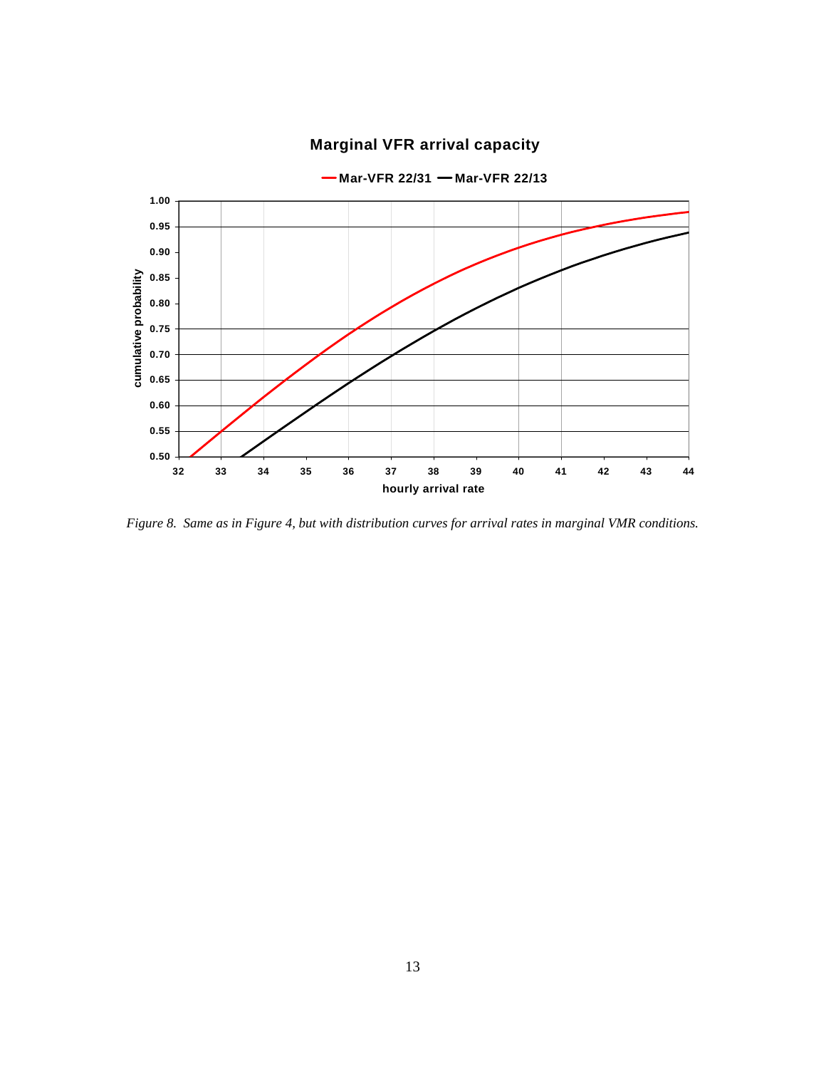Figure 8.  Same as in Figure 4, but with distribution curves for arrival rates in marginal VMR conditions.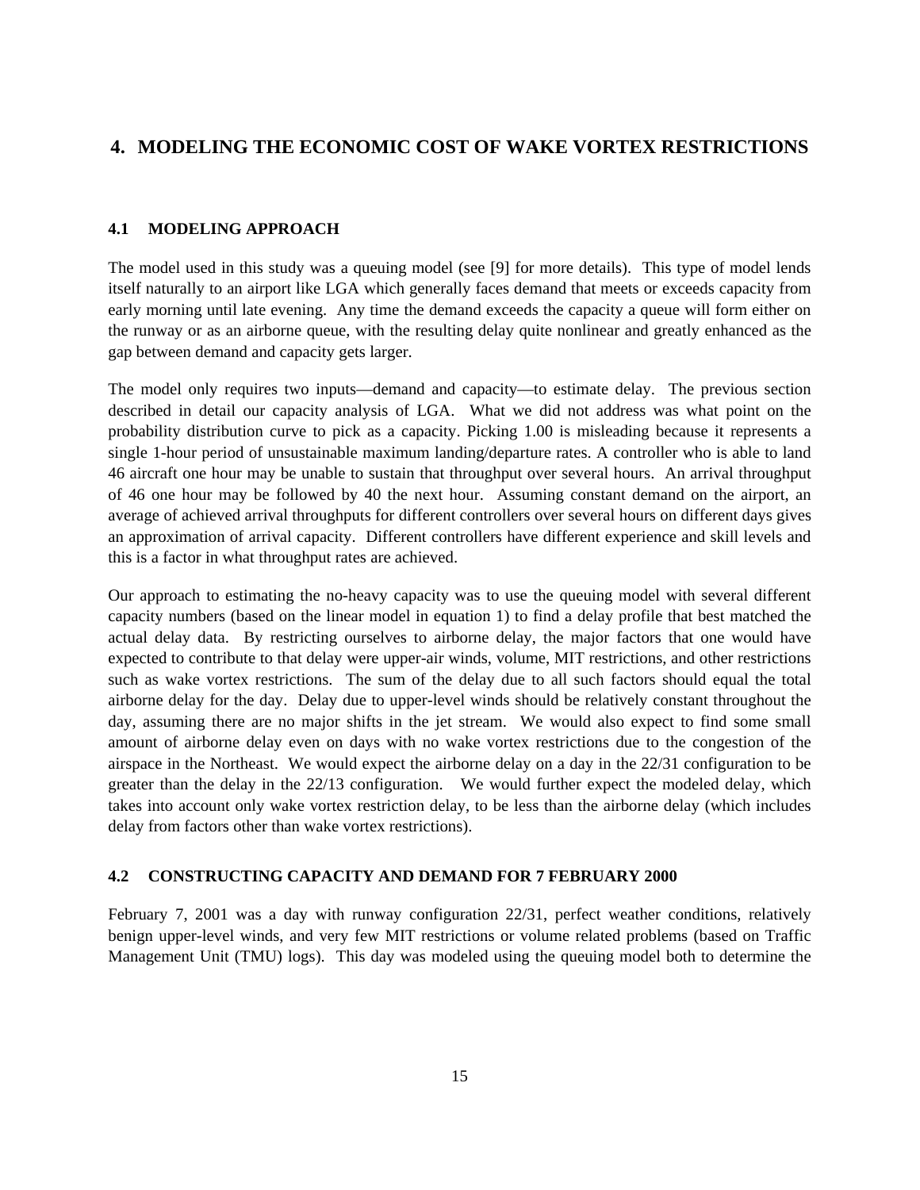# 4. MODELING THE ECONOMIC COST OF WAKE VORTEX RESTRICTIONS

## 4.1 MODELING APPROACH

The model used in this study was a queuing model (see [9] for more details). This type of model lends itself naturally to an airport like LGA which generally faces demand that meets or exceeds capacity from early morning until late evening. Any time the demand exceeds the capacity a queue will form either on the runway or as an airborne queue, with the resulting delay quite nonlinear and greatly enhanced as the gap between demand and capacity gets larger.

The model only requires two inputs—demand and capacity—to estimate delay. The previous section described in detail our capacity analysis of LGA. What we did not address was what point on the probability distribution curve to pick as a capacity. Picking 1.00 is misleading because it represents a single 1-hour period of unsustainable maximum landing/departure rates. A controller who is able to land 46 aircraft one hour may be unable to sustain that throughput over several hours. An arrival throughput of 46 one hour may be followed by 40 the next hour. Assuming constant demand on the airport, an average of achieved arrival throughputs for different controllers over several hours on different days gives an approximation of arrival capacity. Different controllers have different experience and skill levels and this is a factor in what throughput rates are achieved.

Our approach to estimating the no-heavy capacity was to use the queuing model with several different capacity numbers (based on the linear model in equation 1) to find a delay profile that best matched the actual delay data. By restricting ourselves to airborne delay, the major factors that one would have expected to contribute to that delay were upper-air winds, volume, MIT restrictions, and other restrictions such as wake vortex restrictions. The sum of the delay due to all such factors should equal the total airborne delay for the day. Delay due to upper-level winds should be relatively constant throughout the day, assuming there are no major shifts in the jet stream. We would also expect to find some small amount of airborne delay even on days with no wake vortex restrictions due to the congestion of the airspace in the Northeast. We would expect the airborne delay on a day in the 22/31 configuration to be greater than the delay in the 22/13 configuration. We would further expect the modeled delay, which takes into account only wake vortex restriction delay, to be less than the airborne delay (which includes delay from factors other than wake vortex restrictions).

## 4.2 CONSTRUCTING CAPACITY AND DEMAND FOR 7 FEBRUARY 2000

February 7, 2001 was a day with runway configuration 22/31, perfect weather conditions, relatively benign upper-level winds, and very few MIT restrictions or volume related problems (based on Traffic Management Unit (TMU) logs). This day was modeled using the queuing model both to determine the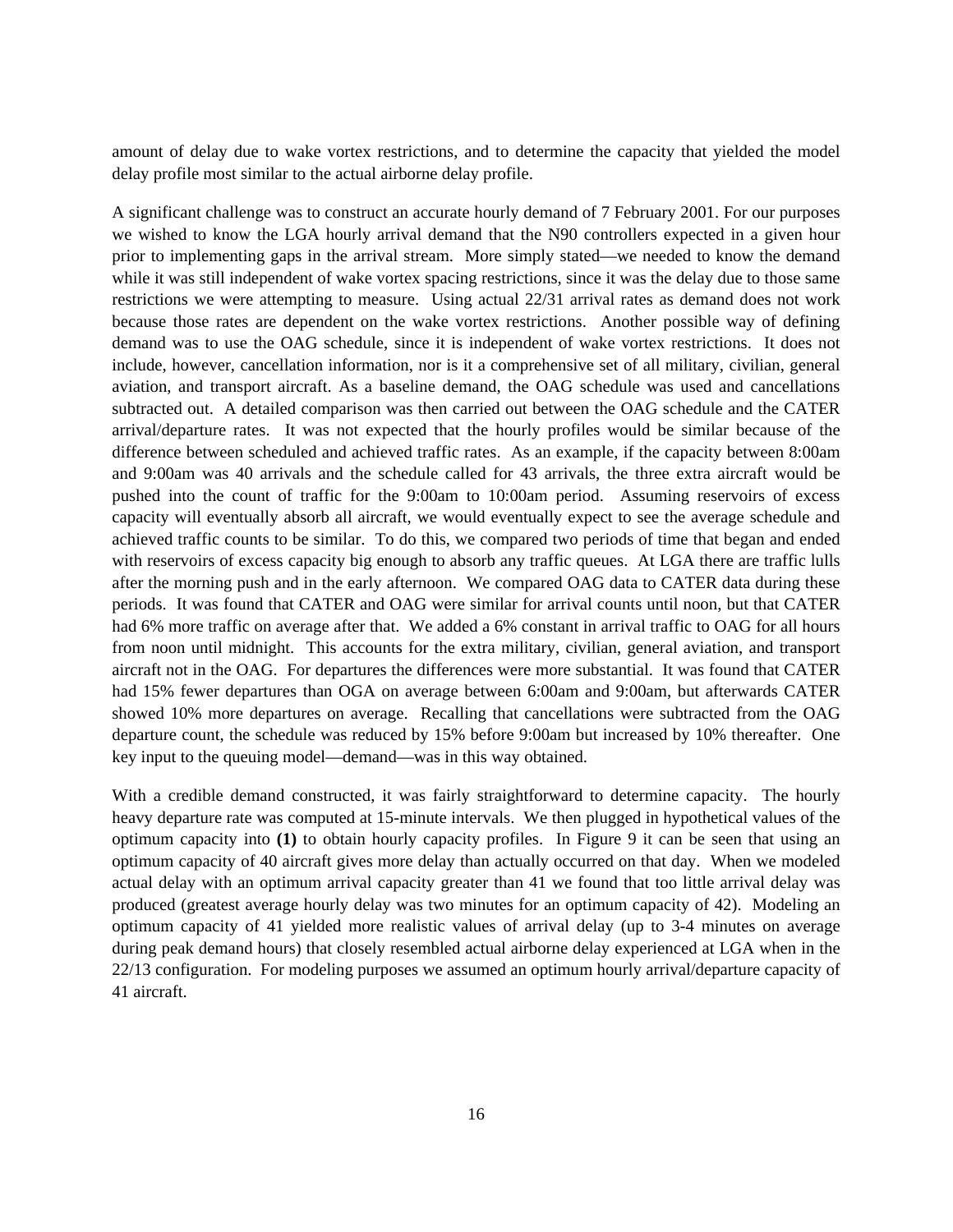amount of delay due to wake vortex restrictions, and to determine the capacity that yielded the model delay profile most similar to the actual airborne delay profile.

A significant challenge was to construct an accurate hourly demand of 7 February 2001. For our purposes we wished to know the LGA hourly arrival demand that the N90 controllers expected in a given hour prior to implementing gaps in the arrival stream. More simply stated—we needed to know the demand while it was still independent of wake vortex spacing restrictions, since it was the delay due to those same restrictions we were attempting to measure. Using actual 22/31 arrival rates as demand does not work because those rates are dependent on the wake vortex restrictions. Another possible way of defining demand was to use the OAG schedule, since it is independent of wake vortex restrictions. It does not include, however, cancellation information, nor is it a comprehensive set of all military, civilian, general aviation, and transport aircraft. As a baseline demand, the OAG schedule was used and cancellations subtracted out. A detailed comparison was then carried out between the OAG schedule and the CATER arrival/departure rates. It was not expected that the hourly profiles would be similar because of the difference between scheduled and achieved traffic rates. As an example, if the capacity between 8:00am and 9:00am was 40 arrivals and the schedule called for 43 arrivals, the three extra aircraft would be pushed into the count of traffic for the 9:00am to 10:00am period. Assuming reservoirs of excess capacity will eventually absorb all aircraft, we would eventually expect to see the average schedule and achieved traffic counts to be similar. To do this, we compared two periods of time that began and ended with reservoirs of excess capacity big enough to absorb any traffic queues. At LGA there are traffic lulls after the morning push and in the early afternoon. We compared OAG data to CATER data during these periods. It was found that CATER and OAG were similar for arrival counts until noon, but that CATER had 6% more traffic on average after that. We added a 6% constant in arrival traffic to OAG for all hours from noon until midnight. This accounts for the extra military, civilian, general aviation, and transport aircraft not in the OAG. For departures the differences were more substantial. It was found that CATER had 15% fewer departures than OGA on average between 6:00am and 9:00am, but afterwards CATER showed 10% more departures on average. Recalling that cancellations were subtracted from the OAG departure count, the schedule was reduced by 15% before 9:00am but increased by 10% thereafter. One key input to the queuing model—demand—was in this way obtained.

With a credible demand constructed, it was fairly straightforward to determine capacity. The hourly heavy departure rate was computed at 15-minute intervals. We then plugged in hypothetical values of the optimum capacity into **(1)** to obtain hourly capacity profiles. In Figure 9 it can be seen that using an optimum capacity of 40 aircraft gives more delay than actually occurred on that day. When we modeled actual delay with an optimum arrival capacity greater than 41 we found that too little arrival delay was produced (greatest average hourly delay was two minutes for an optimum capacity of 42). Modeling an optimum capacity of 41 yielded more realistic values of arrival delay (up to 3-4 minutes on average during peak demand hours) that closely resembled actual airborne delay experienced at LGA when in the 22/13 configuration. For modeling purposes we assumed an optimum hourly arrival/departure capacity of 41 aircraft.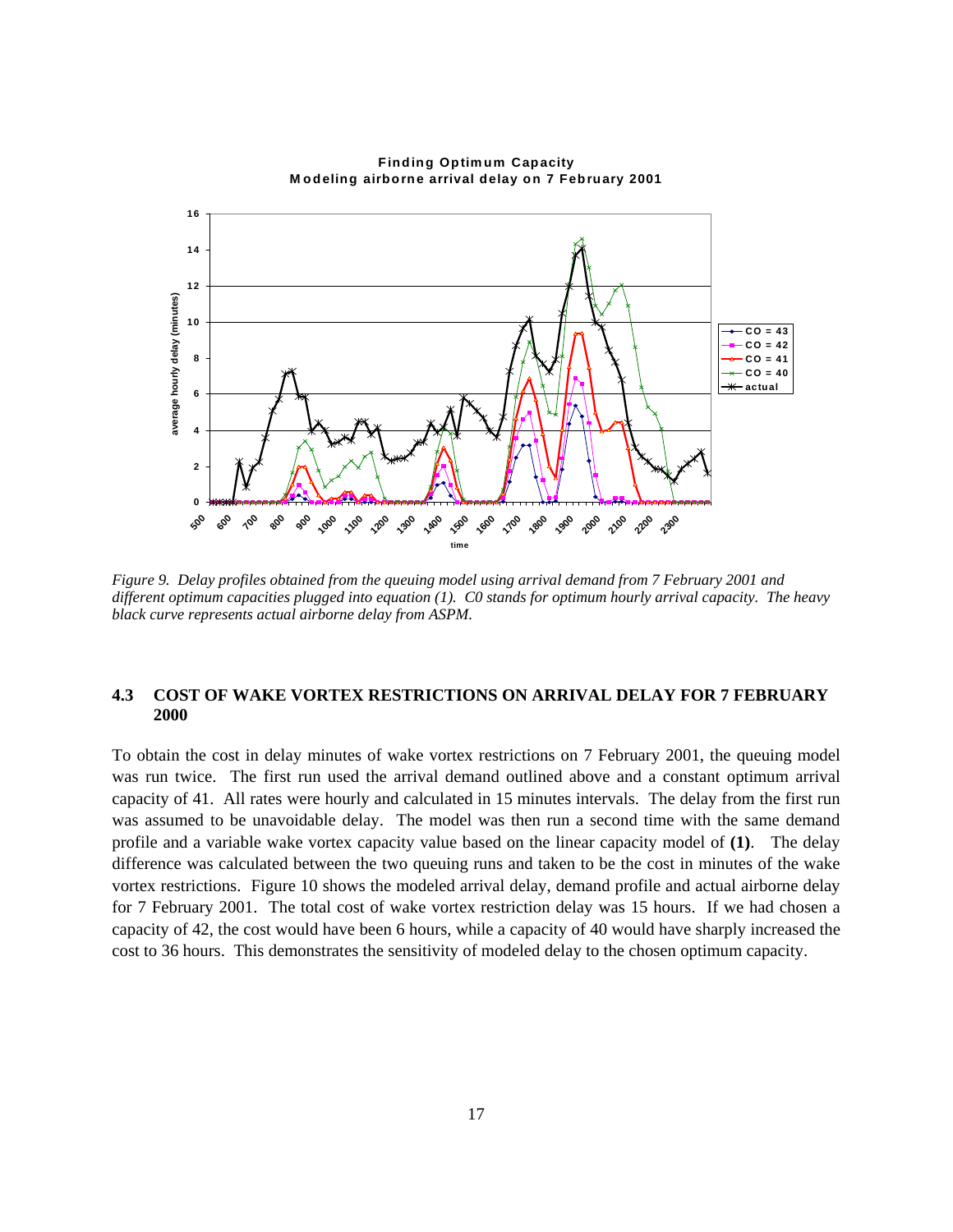*Figure 9. Delay profiles obtained from the queuing model using arrival demand from 7 February 2001 and different optimum capacities plugged into equation (1). C0 stands for optimum hourly arrival capacity. The heavy black curve represents actual airborne delay from ASPM.*

### 4.3 COST OF WAKE VORTEX RESTRICTIONS ON ARRIVAL DELAY FOR 7 FEBRUARY 2000

To obtain the cost in delay minutes of wake vortex restrictions on 7 February 2001, the queuing model was run twice. The first run used the arrival demand outlined above and a constant optimum arrival capacity of 41. All rates were hourly and calculated in 15 minutes intervals. The delay from the first run was assumed to be unavoidable delay. The model was then run a second time with the same demand profile and a variable wake vortex capacity value based on the linear capacity model of **(1)**. The delay difference was calculated between the two queuing runs and taken to be the cost in minutes of the wake vortex restrictions. Figure 10 shows the modeled arrival delay, demand profile and actual airborne delay for 7 February 2001. The total cost of wake vortex restriction delay was 15 hours. If we had chosen a capacity of 42, the cost would have been 6 hours, while a capacity of 40 would have sharply increased the cost to 36 hours. This demonstrates the sensitivity of modeled delay to the chosen optimum capacity.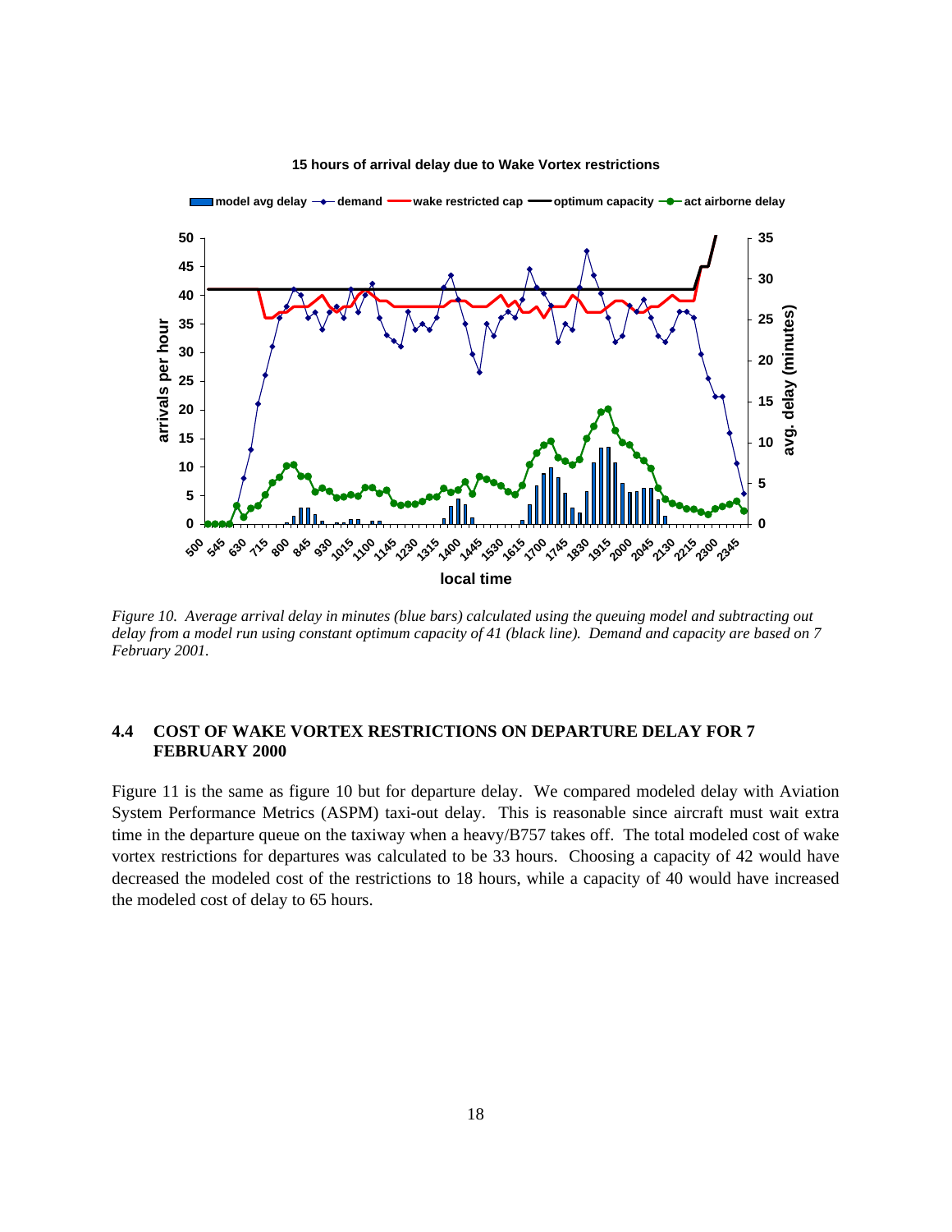**15 hours of arrival delay due to Wake Vortex restrictions**

*Figure 10. Average arrival delay in minutes (blue bars) calculated using the queuing model and subtracting out delay from a model run using constant optimum capacity of 41 (black line). Demand and capacity are based on 7 February 2001.*

### 4.4 COST OF WAKE VORTEX RESTRICTIONS ON DEPARTURE DELAY FOR 7 FEBRUARY 2000

Figure 11 is the same as figure 10 but for departure delay. We compared modeled delay with Aviation System Performance Metrics (ASPM) taxi-out delay. This is reasonable since aircraft must wait extra time in the departure queue on the taxiway when a heavy/B757 takes off. The total modeled cost of wake vortex restrictions for departures was calculated to be 33 hours. Choosing a capacity of 42 would have decreased the modeled cost of the restrictions to 18 hours, while a capacity of 40 would have increased the modeled cost of delay to 65 hours.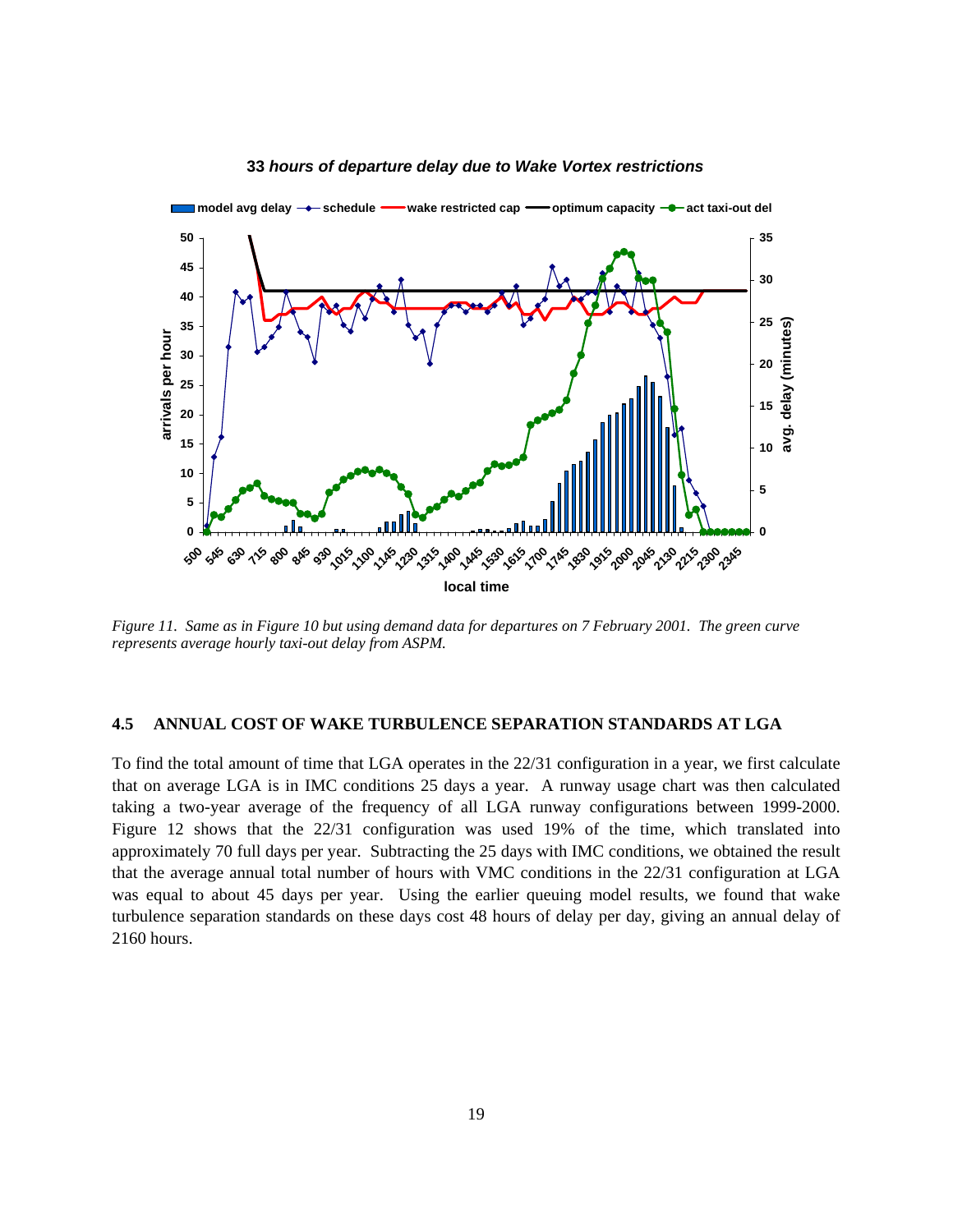**33** ***hours of departure delay due to Wake Vortex restrictions***

*Figure 11. Same as in Figure 10 but using demand data for departures on 7 February 2001. The green curve represents average hourly taxi-out delay from ASPM.*

### 4.5 ANNUAL COST OF WAKE TURBULENCE SEPARATION STANDARDS AT LGA

To find the total amount of time that LGA operates in the 22/31 configuration in a year, we first calculate that on average LGA is in IMC conditions 25 days a year. A runway usage chart was then calculated taking a two-year average of the frequency of all LGA runway configurations between 1999-2000. Figure 12 shows that the 22/31 configuration was used 19% of the time, which translated into approximately 70 full days per year. Subtracting the 25 days with IMC conditions, we obtained the result that the average annual total number of hours with VMC conditions in the 22/31 configuration at LGA was equal to about 45 days per year. Using the earlier queuing model results, we found that wake turbulence separation standards on these days cost 48 hours of delay per day, giving an annual delay of 2160 hours.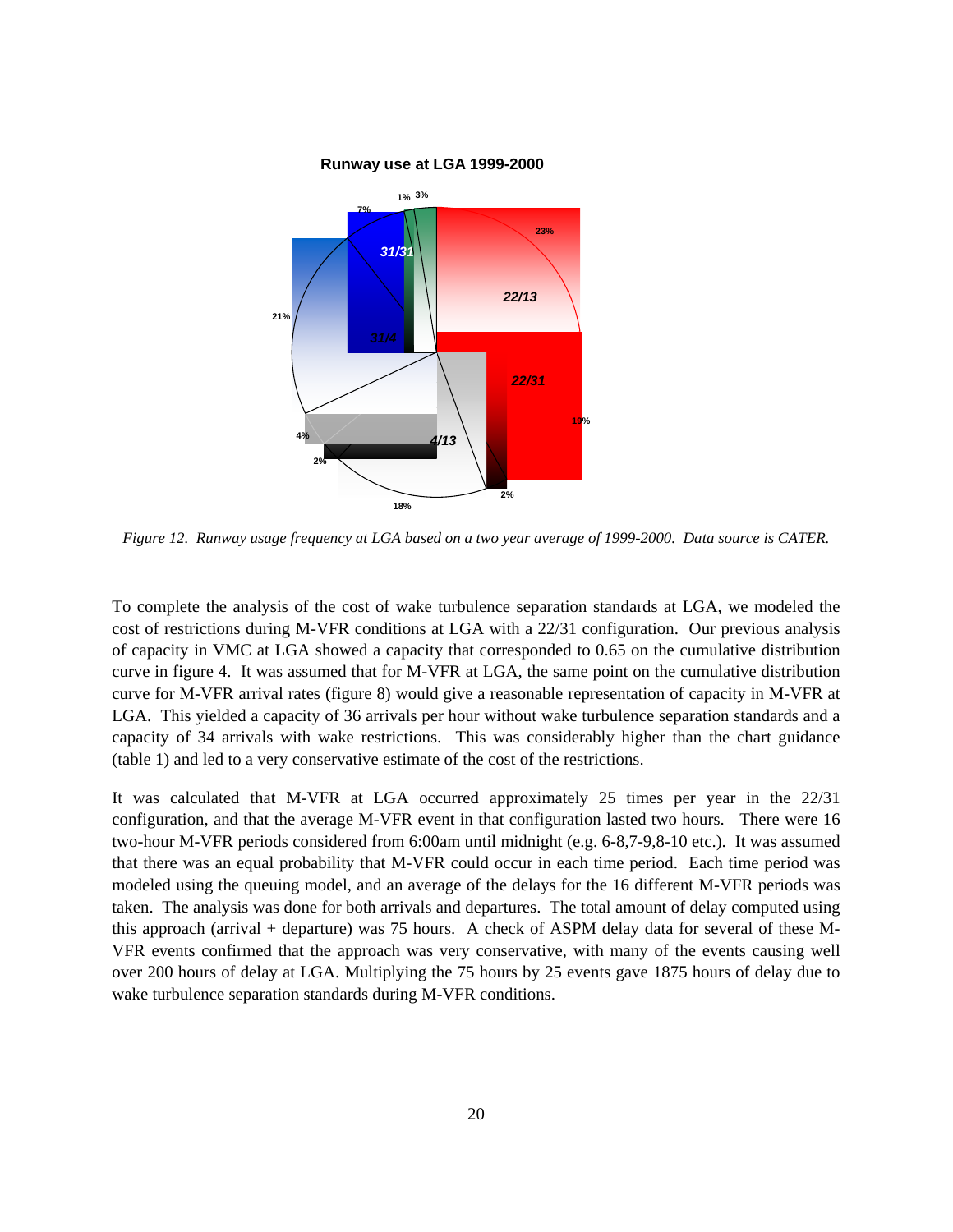**Runway use at LGA 1999-2000**

*Figure 12. Runway usage frequency at LGA based on a two year average of 1999-2000. Data source is CATER.*

To complete the analysis of the cost of wake turbulence separation standards at LGA, we modeled the cost of restrictions during M-VFR conditions at LGA with a 22/31 configuration. Our previous analysis of capacity in VMC at LGA showed a capacity that corresponded to 0.65 on the cumulative distribution curve in figure 4. It was assumed that for M-VFR at LGA, the same point on the cumulative distribution curve for M-VFR arrival rates (figure 8) would give a reasonable representation of capacity in M-VFR at LGA. This yielded a capacity of 36 arrivals per hour without wake turbulence separation standards and a capacity of 34 arrivals with wake restrictions. This was considerably higher than the chart guidance (table 1) and led to a very conservative estimate of the cost of the restrictions.

It was calculated that M-VFR at LGA occurred approximately 25 times per year in the 22/31 configuration, and that the average M-VFR event in that configuration lasted two hours. There were 16 two-hour M-VFR periods considered from 6:00am until midnight (e.g. 6-8,7-9,8-10 etc.). It was assumed that there was an equal probability that M-VFR could occur in each time period. Each time period was modeled using the queuing model, and an average of the delays for the 16 different M-VFR periods was taken. The analysis was done for both arrivals and departures. The total amount of delay computed using this approach (arrival + departure) was 75 hours. A check of ASPM delay data for several of these M-VFR events confirmed that the approach was very conservative, with many of the events causing well over 200 hours of delay at LGA. Multiplying the 75 hours by 25 events gave 1875 hours of delay due to wake turbulence separation standards during M-VFR conditions.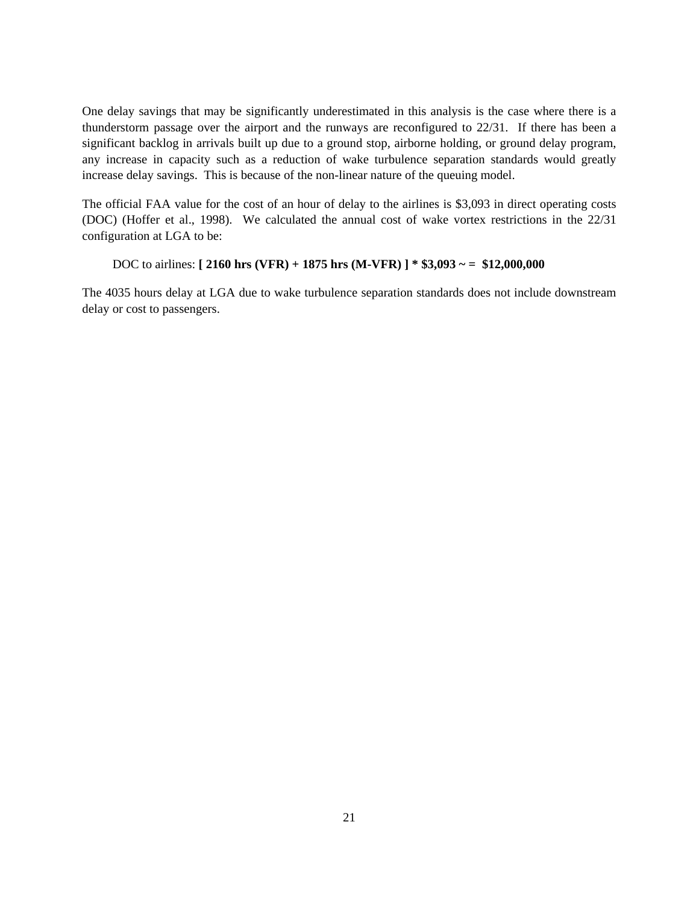One delay savings that may be significantly underestimated in this analysis is the case where there is a thunderstorm passage over the airport and the runways are reconfigured to 22/31. If there has been a significant backlog in arrivals built up due to a ground stop, airborne holding, or ground delay program, any increase in capacity such as a reduction of wake turbulence separation standards would greatly increase delay savings. This is because of the non-linear nature of the queuing model.

The official FAA value for the cost of an hour of delay to the airlines is $3,093 in direct operating costs (DOC) (Hoffer et al., 1998). We calculated the annual cost of wake vortex restrictions in the 22/31 configuration at LGA to be:

DOC to airlines: **[ 2160 hrs (VFR) + 1875 hrs (M-VFR) ] * $3,093 ~ = $12,000,000**

The 4035 hours delay at LGA due to wake turbulence separation standards does not include downstream delay or cost to passengers.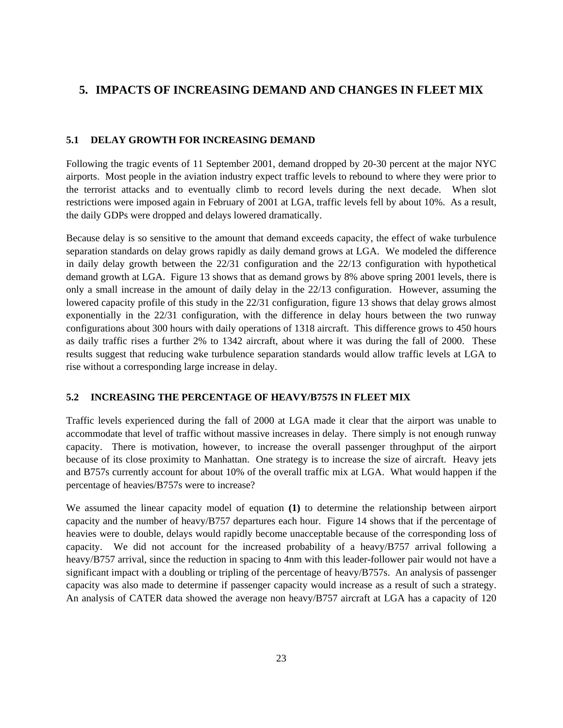# 5. IMPACTS OF INCREASING DEMAND AND CHANGES IN FLEET MIX

## 5.1 DELAY GROWTH FOR INCREASING DEMAND

Following the tragic events of 11 September 2001, demand dropped by 20-30 percent at the major NYC airports. Most people in the aviation industry expect traffic levels to rebound to where they were prior to the terrorist attacks and to eventually climb to record levels during the next decade. When slot restrictions were imposed again in February of 2001 at LGA, traffic levels fell by about 10%. As a result, the daily GDPs were dropped and delays lowered dramatically.

Because delay is so sensitive to the amount that demand exceeds capacity, the effect of wake turbulence separation standards on delay grows rapidly as daily demand grows at LGA. We modeled the difference in daily delay growth between the 22/31 configuration and the 22/13 configuration with hypothetical demand growth at LGA. Figure 13 shows that as demand grows by 8% above spring 2001 levels, there is only a small increase in the amount of daily delay in the 22/13 configuration. However, assuming the lowered capacity profile of this study in the 22/31 configuration, figure 13 shows that delay grows almost exponentially in the 22/31 configuration, with the difference in delay hours between the two runway configurations about 300 hours with daily operations of 1318 aircraft. This difference grows to 450 hours as daily traffic rises a further 2% to 1342 aircraft, about where it was during the fall of 2000. These results suggest that reducing wake turbulence separation standards would allow traffic levels at LGA to rise without a corresponding large increase in delay.

## 5.2 INCREASING THE PERCENTAGE OF HEAVY/B757S IN FLEET MIX

Traffic levels experienced during the fall of 2000 at LGA made it clear that the airport was unable to accommodate that level of traffic without massive increases in delay. There simply is not enough runway capacity. There is motivation, however, to increase the overall passenger throughput of the airport because of its close proximity to Manhattan. One strategy is to increase the size of aircraft. Heavy jets and B757s currently account for about 10% of the overall traffic mix at LGA. What would happen if the percentage of heavies/B757s were to increase?

We assumed the linear capacity model of equation **(1)** to determine the relationship between airport capacity and the number of heavy/B757 departures each hour. Figure 14 shows that if the percentage of heavies were to double, delays would rapidly become unacceptable because of the corresponding loss of capacity. We did not account for the increased probability of a heavy/B757 arrival following a heavy/B757 arrival, since the reduction in spacing to 4nm with this leader-follower pair would not have a significant impact with a doubling or tripling of the percentage of heavy/B757s. An analysis of passenger capacity was also made to determine if passenger capacity would increase as a result of such a strategy. An analysis of CATER data showed the average non heavy/B757 aircraft at LGA has a capacity of 120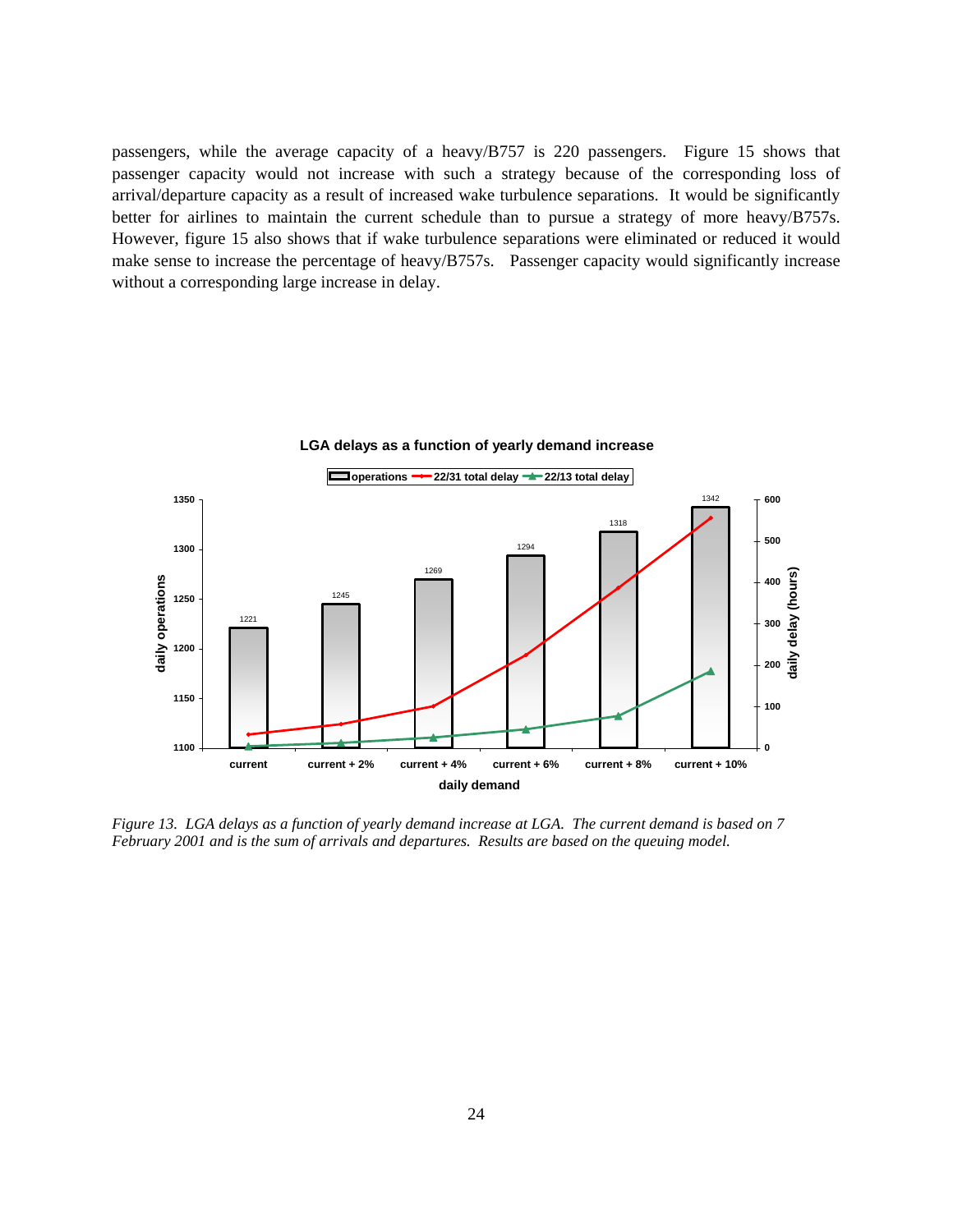passengers, while the average capacity of a heavy/B757 is 220 passengers. Figure 15 shows that passenger capacity would not increase with such a strategy because of the corresponding loss of arrival/departure capacity as a result of increased wake turbulence separations. It would be significantly better for airlines to maintain the current schedule than to pursue a strategy of more heavy/B757s. However, figure 15 also shows that if wake turbulence separations were eliminated or reduced it would make sense to increase the percentage of heavy/B757s. Passenger capacity would significantly increase without a corresponding large increase in delay.

**LGA delays as a function of yearly demand increase**

| daily demand | operations (daily operations) |
|---|---|
| current | 1221 |
| current + 2% | 1245 |
| current + 4% | 1269 |
| current + 6% | 1294 |
| current + 8% | 1318 |
| current + 10% | 1342 |

Legend: operations; 22/31 total delay; 22/13 total delay. Left axis: daily operations (1100–1350). Right axis: daily delay (hours) (0–600). X axis: daily demand.

*Figure 13. LGA delays as a function of yearly demand increase at LGA. The current demand is based on 7 February 2001 and is the sum of arrivals and departures. Results are based on the queuing model.*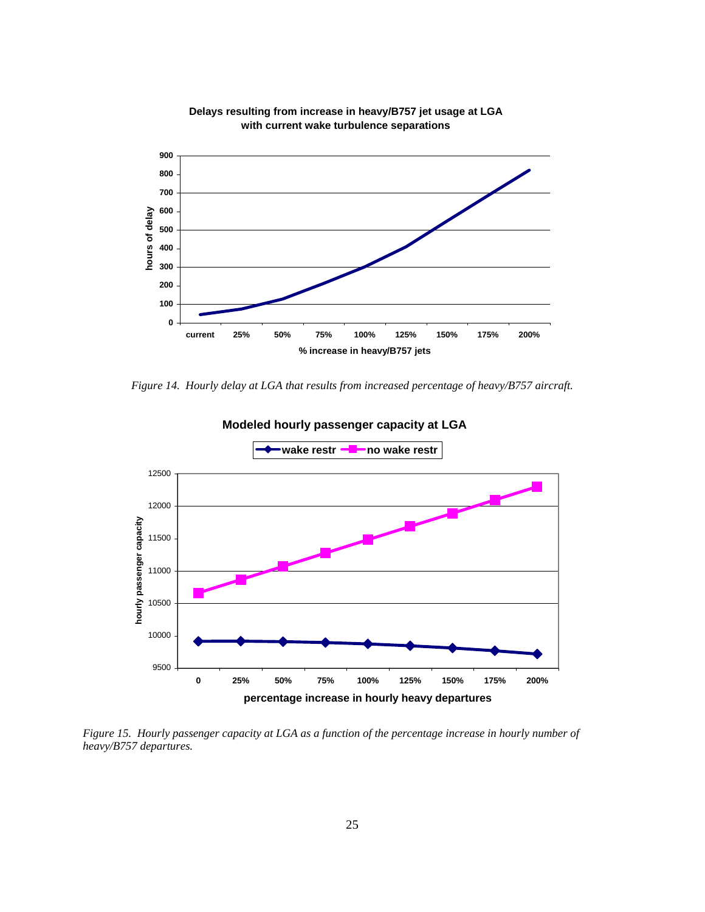*Figure 14. Hourly delay at LGA that results from increased percentage of heavy/B757 aircraft.*

*Figure 15. Hourly passenger capacity at LGA as a function of the percentage increase in hourly number of heavy/B757 departures.*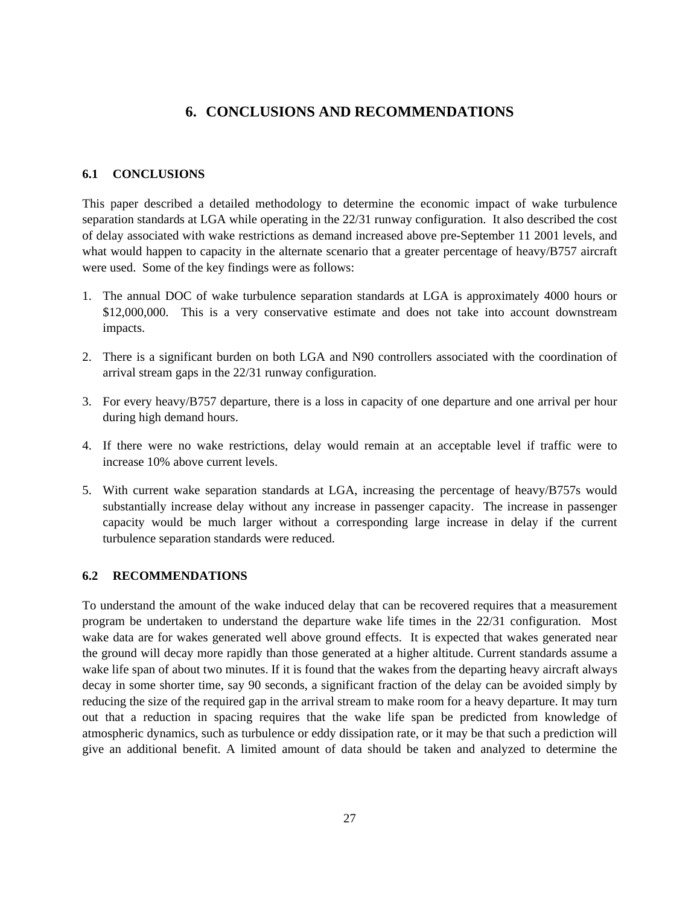# 6. CONCLUSIONS AND RECOMMENDATIONS

## 6.1 CONCLUSIONS

This paper described a detailed methodology to determine the economic impact of wake turbulence separation standards at LGA while operating in the 22/31 runway configuration. It also described the cost of delay associated with wake restrictions as demand increased above pre-September 11 2001 levels, and what would happen to capacity in the alternate scenario that a greater percentage of heavy/B757 aircraft were used. Some of the key findings were as follows:

1. The annual DOC of wake turbulence separation standards at LGA is approximately 4000 hours or $12,000,000. This is a very conservative estimate and does not take into account downstream impacts.

2. There is a significant burden on both LGA and N90 controllers associated with the coordination of arrival stream gaps in the 22/31 runway configuration.

3. For every heavy/B757 departure, there is a loss in capacity of one departure and one arrival per hour during high demand hours.

4. If there were no wake restrictions, delay would remain at an acceptable level if traffic were to increase 10% above current levels.

5. With current wake separation standards at LGA, increasing the percentage of heavy/B757s would substantially increase delay without any increase in passenger capacity. The increase in passenger capacity would be much larger without a corresponding large increase in delay if the current turbulence separation standards were reduced.

## 6.2 RECOMMENDATIONS

To understand the amount of the wake induced delay that can be recovered requires that a measurement program be undertaken to understand the departure wake life times in the 22/31 configuration. Most wake data are for wakes generated well above ground effects. It is expected that wakes generated near the ground will decay more rapidly than those generated at a higher altitude. Current standards assume a wake life span of about two minutes. If it is found that the wakes from the departing heavy aircraft always decay in some shorter time, say 90 seconds, a significant fraction of the delay can be avoided simply by reducing the size of the required gap in the arrival stream to make room for a heavy departure. It may turn out that a reduction in spacing requires that the wake life span be predicted from knowledge of atmospheric dynamics, such as turbulence or eddy dissipation rate, or it may be that such a prediction will give an additional benefit. A limited amount of data should be taken and analyzed to determine the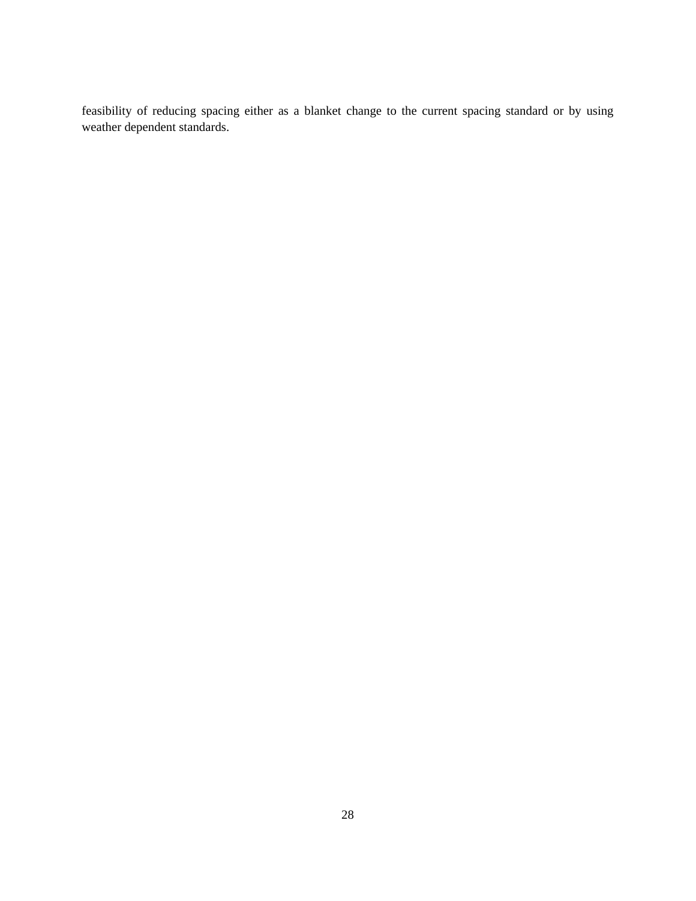feasibility of reducing spacing either as a blanket change to the current spacing standard or by using weather dependent standards.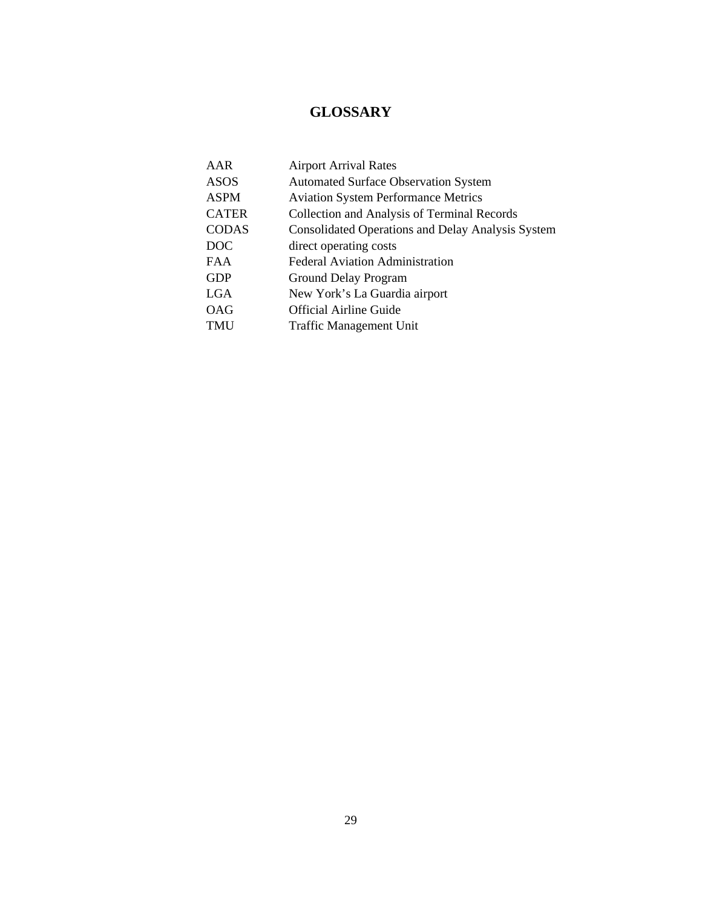# GLOSSARY

| | |
|---|---|
| AAR | Airport Arrival Rates |
| ASOS | Automated Surface Observation System |
| ASPM | Aviation System Performance Metrics |
| CATER | Collection and Analysis of Terminal Records |
| CODAS | Consolidated Operations and Delay Analysis System |
| DOC | direct operating costs |
| FAA | Federal Aviation Administration |
| GDP | Ground Delay Program |
| LGA | New York’s La Guardia airport |
| OAG | Official Airline Guide |
| TMU | Traffic Management Unit |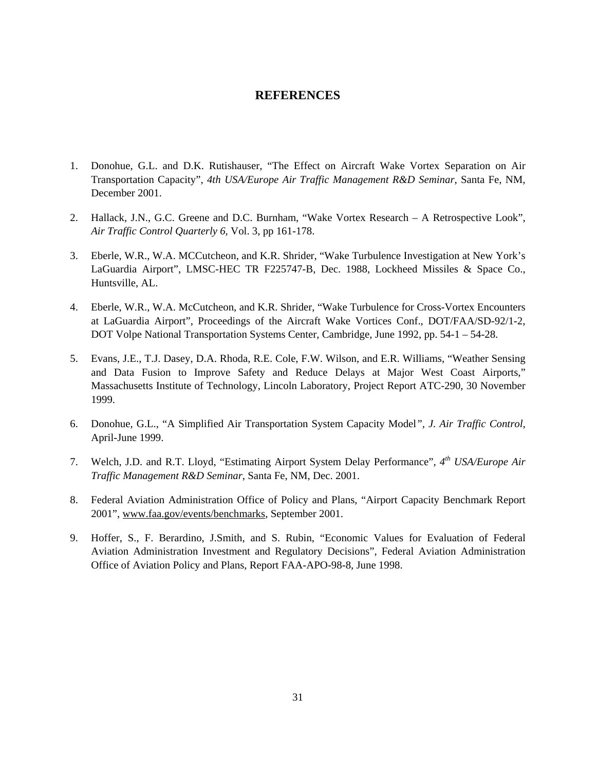# REFERENCES

1. Donohue, G.L. and D.K. Rutishauser, "The Effect on Aircraft Wake Vortex Separation on Air Transportation Capacity", *4th USA/Europe Air Traffic Management R&D Seminar*, Santa Fe, NM, December 2001.

2. Hallack, J.N., G.C. Greene and D.C. Burnham, "Wake Vortex Research – A Retrospective Look", *Air Traffic Control Quarterly 6*, Vol. 3, pp 161-178.

3. Eberle, W.R., W.A. MCCutcheon, and K.R. Shrider, "Wake Turbulence Investigation at New York's LaGuardia Airport", LMSC-HEC TR F225747-B, Dec. 1988, Lockheed Missiles & Space Co., Huntsville, AL.

4. Eberle, W.R., W.A. McCutcheon, and K.R. Shrider, "Wake Turbulence for Cross-Vortex Encounters at LaGuardia Airport", Proceedings of the Aircraft Wake Vortices Conf., DOT/FAA/SD-92/1-2, DOT Volpe National Transportation Systems Center, Cambridge, June 1992, pp. 54-1 – 54-28.

5. Evans, J.E., T.J. Dasey, D.A. Rhoda, R.E. Cole, F.W. Wilson, and E.R. Williams, "Weather Sensing and Data Fusion to Improve Safety and Reduce Delays at Major West Coast Airports," Massachusetts Institute of Technology, Lincoln Laboratory, Project Report ATC-290, 30 November 1999.

6. Donohue, G.L., "A Simplified Air Transportation System Capacity Model", *J. Air Traffic Control*, April-June 1999.

7. Welch, J.D. and R.T. Lloyd, "Estimating Airport System Delay Performance", *4th USA/Europe Air Traffic Management R&D Seminar*, Santa Fe, NM, Dec. 2001.

8. Federal Aviation Administration Office of Policy and Plans, "Airport Capacity Benchmark Report 2001", www.faa.gov/events/benchmarks, September 2001.

9. Hoffer, S., F. Berardino, J.Smith, and S. Rubin, "Economic Values for Evaluation of Federal Aviation Administration Investment and Regulatory Decisions", Federal Aviation Administration Office of Aviation Policy and Plans, Report FAA-APO-98-8, June 1998.